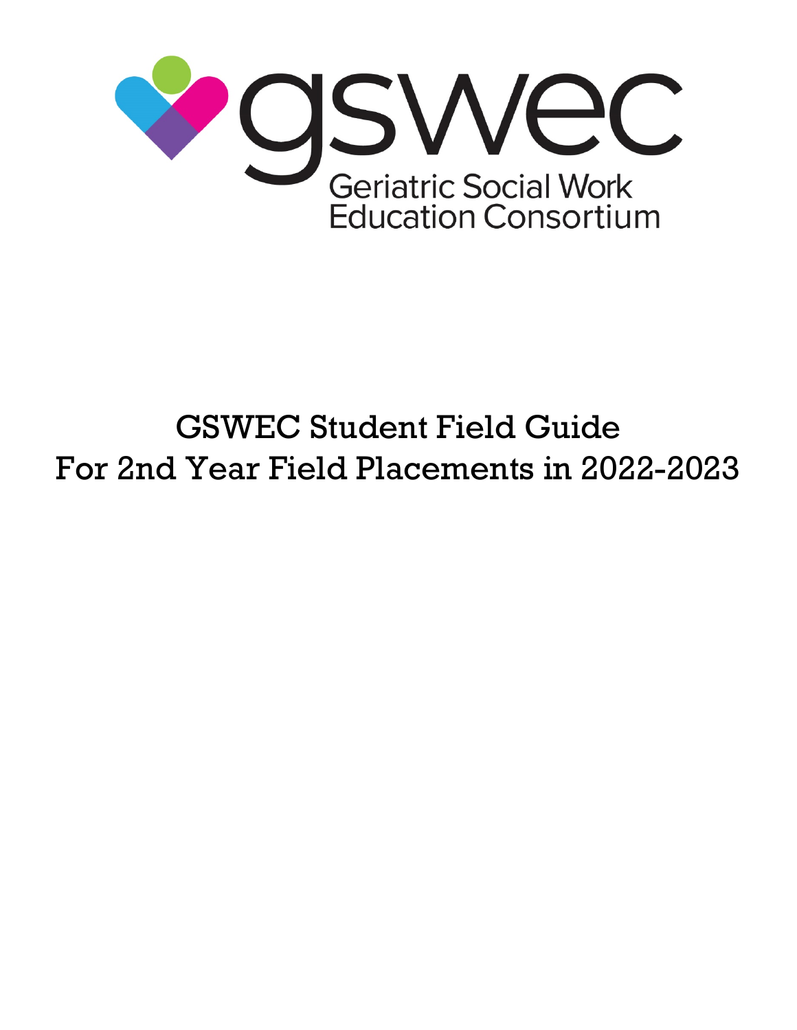gswec

Geriatric Social Work Education Consortium

# GSWEC Student Field Guide For 2nd Year Field Placements in 2022-2023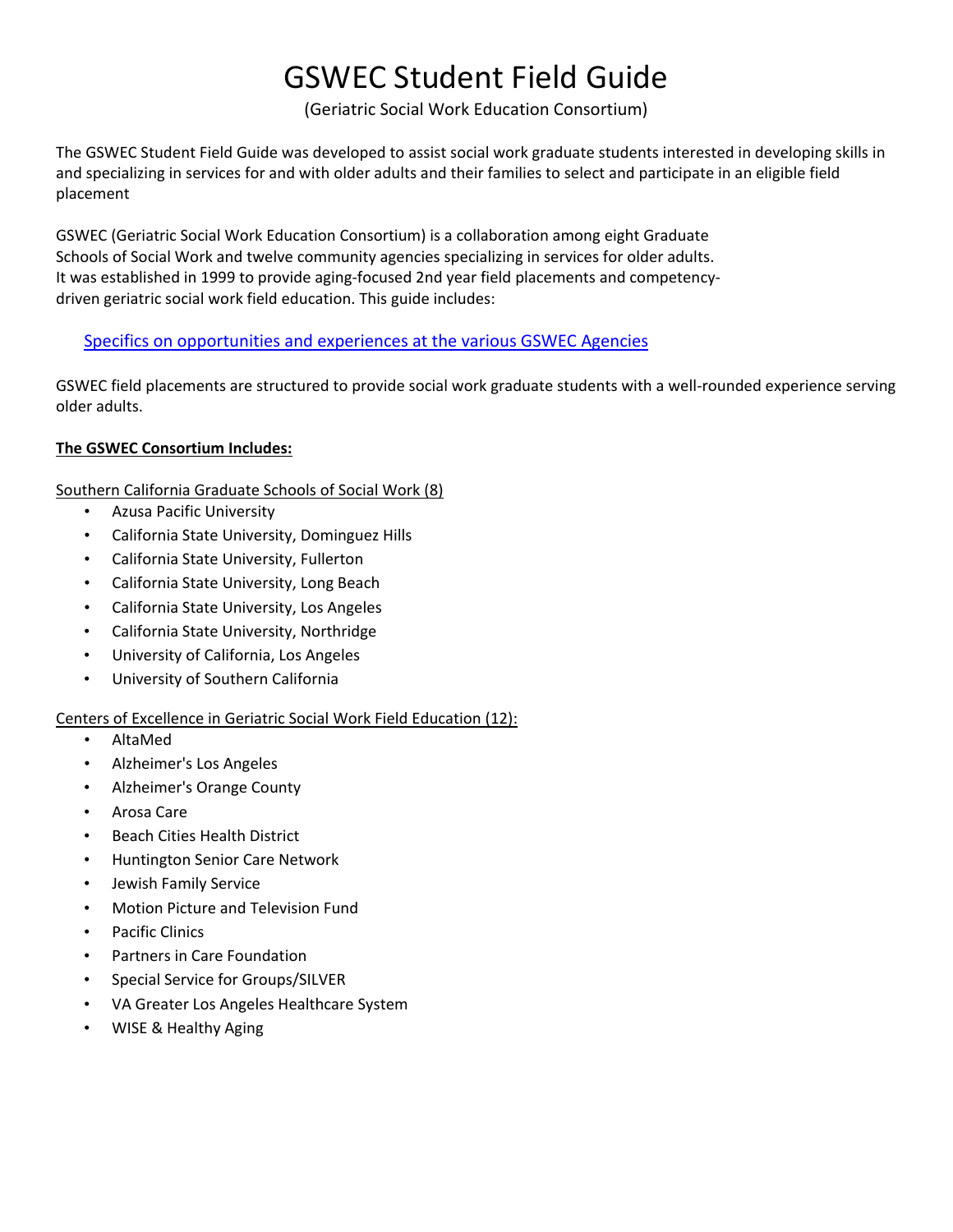# GSWEC Student Field Guide

(Geriatric Social Work Education Consortium)

The GSWEC Student Field Guide was developed to assist social work graduate students interested in developing skills in and specializing in services for and with older adults and their families to select and participate in an eligible field placement

GSWEC (Geriatric Social Work Education Consortium) is a collaboration among eight Graduate Schools of Social Work and twelve community agencies specializing in services for older adults. It was established in 1999 to provide aging-focused 2nd year field placements and competency-driven geriatric social work field education. This guide includes:

Specifics on opportunities and experiences at the various GSWEC Agencies

GSWEC field placements are structured to provide social work graduate students with a well-rounded experience serving older adults.

**The GSWEC Consortium Includes:**

Southern California Graduate Schools of Social Work (8)

- Azusa Pacific University
- California State University, Dominguez Hills
- California State University, Fullerton
- California State University, Long Beach
- California State University, Los Angeles
- California State University, Northridge
- University of California, Los Angeles
- University of Southern California

Centers of Excellence in Geriatric Social Work Field Education (12):

- AltaMed
- Alzheimer's Los Angeles
- Alzheimer's Orange County
- Arosa Care
- Beach Cities Health District
- Huntington Senior Care Network
- Jewish Family Service
- Motion Picture and Television Fund
- Pacific Clinics
- Partners in Care Foundation
- Special Service for Groups/SILVER
- VA Greater Los Angeles Healthcare System
- WISE & Healthy Aging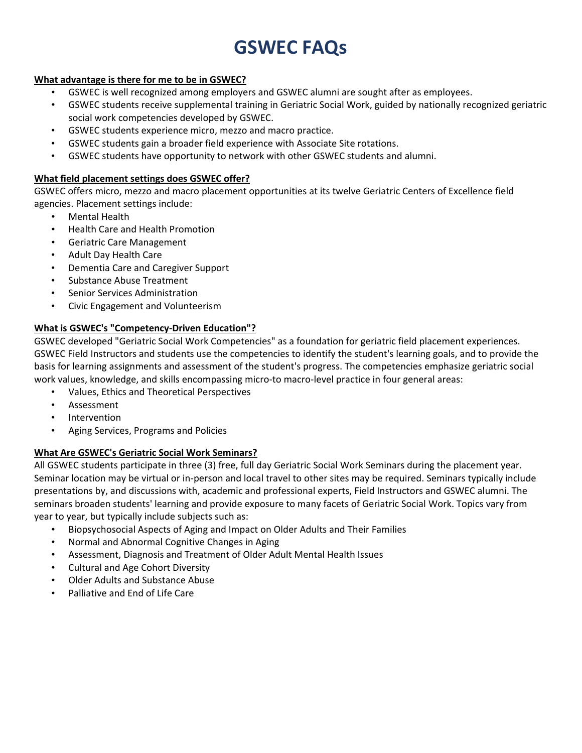# GSWEC FAQs

**What advantage is there for me to be in GSWEC?**

- GSWEC is well recognized among employers and GSWEC alumni are sought after as employees.
- GSWEC students receive supplemental training in Geriatric Social Work, guided by nationally recognized geriatric social work competencies developed by GSWEC.
- GSWEC students experience micro, mezzo and macro practice.
- GSWEC students gain a broader field experience with Associate Site rotations.
- GSWEC students have opportunity to network with other GSWEC students and alumni.

**What field placement settings does GSWEC offer?**

GSWEC offers micro, mezzo and macro placement opportunities at its twelve Geriatric Centers of Excellence field agencies. Placement settings include:

- Mental Health
- Health Care and Health Promotion
- Geriatric Care Management
- Adult Day Health Care
- Dementia Care and Caregiver Support
- Substance Abuse Treatment
- Senior Services Administration
- Civic Engagement and Volunteerism

**What is GSWEC's "Competency-Driven Education"?**

GSWEC developed "Geriatric Social Work Competencies" as a foundation for geriatric field placement experiences. GSWEC Field Instructors and students use the competencies to identify the student's learning goals, and to provide the basis for learning assignments and assessment of the student's progress. The competencies emphasize geriatric social work values, knowledge, and skills encompassing micro-to macro-level practice in four general areas:

- Values, Ethics and Theoretical Perspectives
- Assessment
- Intervention
- Aging Services, Programs and Policies

**What Are GSWEC's Geriatric Social Work Seminars?**

All GSWEC students participate in three (3) free, full day Geriatric Social Work Seminars during the placement year. Seminar location may be virtual or in-person and local travel to other sites may be required. Seminars typically include presentations by, and discussions with, academic and professional experts, Field Instructors and GSWEC alumni. The seminars broaden students' learning and provide exposure to many facets of Geriatric Social Work. Topics vary from year to year, but typically include subjects such as:

- Biopsychosocial Aspects of Aging and Impact on Older Adults and Their Families
- Normal and Abnormal Cognitive Changes in Aging
- Assessment, Diagnosis and Treatment of Older Adult Mental Health Issues
- Cultural and Age Cohort Diversity
- Older Adults and Substance Abuse
- Palliative and End of Life Care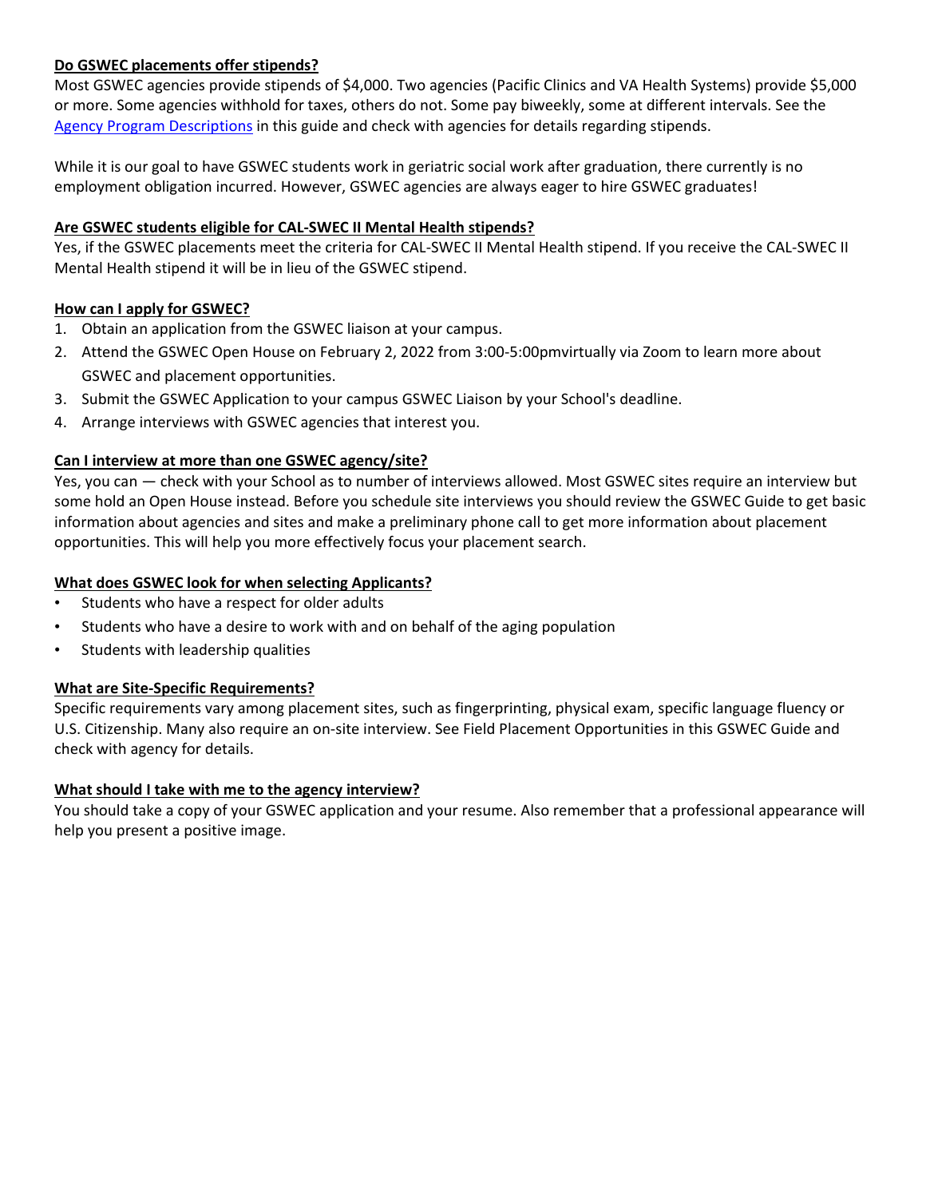### Do GSWEC placements offer stipends?

Most GSWEC agencies provide stipends of $4,000. Two agencies (Pacific Clinics and VA Health Systems) provide $5,000 or more. Some agencies withhold for taxes, others do not. Some pay biweekly, some at different intervals. See the Agency Program Descriptions in this guide and check with agencies for details regarding stipends.

While it is our goal to have GSWEC students work in geriatric social work after graduation, there currently is no employment obligation incurred. However, GSWEC agencies are always eager to hire GSWEC graduates!

### Are GSWEC students eligible for CAL-SWEC II Mental Health stipends?

Yes, if the GSWEC placements meet the criteria for CAL-SWEC II Mental Health stipend. If you receive the CAL-SWEC II Mental Health stipend it will be in lieu of the GSWEC stipend.

### How can I apply for GSWEC?

1. Obtain an application from the GSWEC liaison at your campus.
2. Attend the GSWEC Open House on February 2, 2022 from 3:00-5:00pmvirtually via Zoom to learn more about GSWEC and placement opportunities.
3. Submit the GSWEC Application to your campus GSWEC Liaison by your School's deadline.
4. Arrange interviews with GSWEC agencies that interest you.

### Can I interview at more than one GSWEC agency/site?

Yes, you can — check with your School as to number of interviews allowed. Most GSWEC sites require an interview but some hold an Open House instead. Before you schedule site interviews you should review the GSWEC Guide to get basic information about agencies and sites and make a preliminary phone call to get more information about placement opportunities. This will help you more effectively focus your placement search.

### What does GSWEC look for when selecting Applicants?

- Students who have a respect for older adults
- Students who have a desire to work with and on behalf of the aging population
- Students with leadership qualities

### What are Site-Specific Requirements?

Specific requirements vary among placement sites, such as fingerprinting, physical exam, specific language fluency or U.S. Citizenship. Many also require an on-site interview. See Field Placement Opportunities in this GSWEC Guide and check with agency for details.

### What should I take with me to the agency interview?

You should take a copy of your GSWEC application and your resume. Also remember that a professional appearance will help you present a positive image.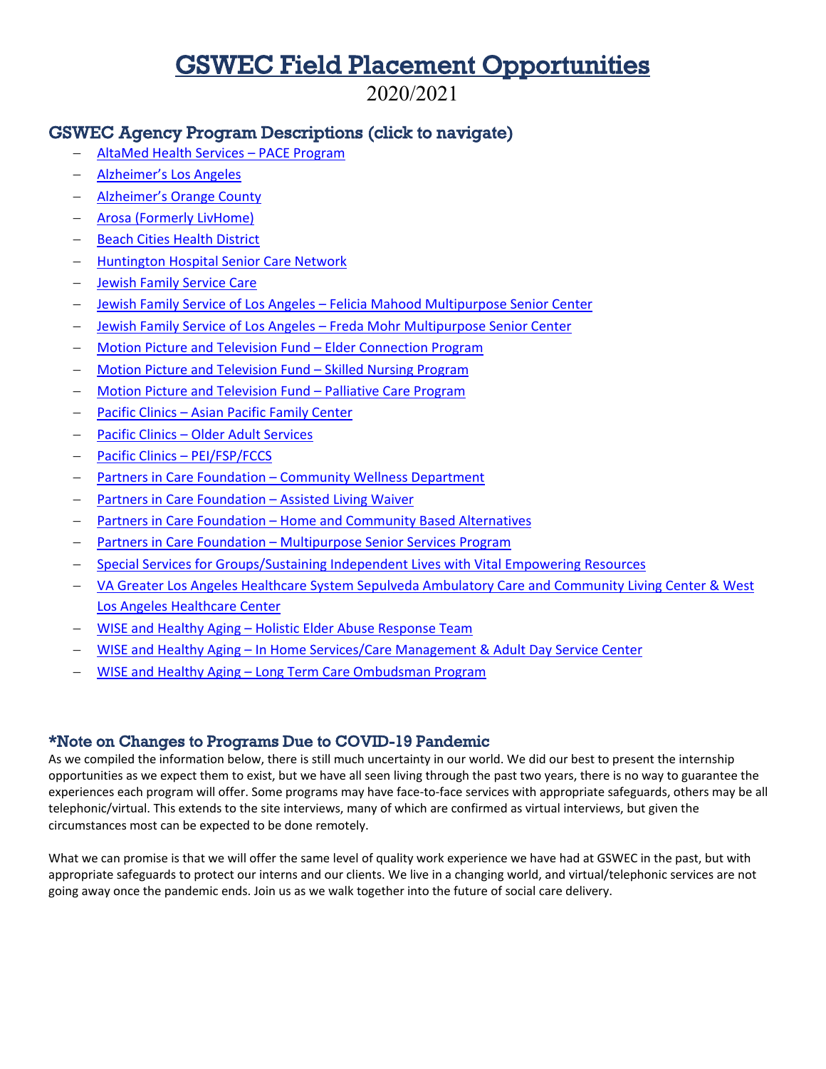# GSWEC Field Placement Opportunities

2020/2021

## GSWEC Agency Program Descriptions (click to navigate)

- AltaMed Health Services – PACE Program
- Alzheimer's Los Angeles
- Alzheimer's Orange County
- Arosa (Formerly LivHome)
- Beach Cities Health District
- Huntington Hospital Senior Care Network
- Jewish Family Service Care
- Jewish Family Service of Los Angeles – Felicia Mahood Multipurpose Senior Center
- Jewish Family Service of Los Angeles – Freda Mohr Multipurpose Senior Center
- Motion Picture and Television Fund – Elder Connection Program
- Motion Picture and Television Fund – Skilled Nursing Program
- Motion Picture and Television Fund – Palliative Care Program
- Pacific Clinics – Asian Pacific Family Center
- Pacific Clinics – Older Adult Services
- Pacific Clinics – PEI/FSP/FCCS
- Partners in Care Foundation – Community Wellness Department
- Partners in Care Foundation – Assisted Living Waiver
- Partners in Care Foundation – Home and Community Based Alternatives
- Partners in Care Foundation – Multipurpose Senior Services Program
- Special Services for Groups/Sustaining Independent Lives with Vital Empowering Resources
- VA Greater Los Angeles Healthcare System Sepulveda Ambulatory Care and Community Living Center & West Los Angeles Healthcare Center
- WISE and Healthy Aging – Holistic Elder Abuse Response Team
- WISE and Healthy Aging – In Home Services/Care Management & Adult Day Service Center
- WISE and Healthy Aging – Long Term Care Ombudsman Program

## *Note on Changes to Programs Due to COVID-19 Pandemic

As we compiled the information below, there is still much uncertainty in our world. We did our best to present the internship opportunities as we expect them to exist, but we have all seen living through the past two years, there is no way to guarantee the experiences each program will offer. Some programs may have face-to-face services with appropriate safeguards, others may be all telephonic/virtual. This extends to the site interviews, many of which are confirmed as virtual interviews, but given the circumstances most can be expected to be done remotely.

What we can promise is that we will offer the same level of quality work experience we have had at GSWEC in the past, but with appropriate safeguards to protect our interns and our clients. We live in a changing world, and virtual/telephonic services are not going away once the pandemic ends. Join us as we walk together into the future of social care delivery.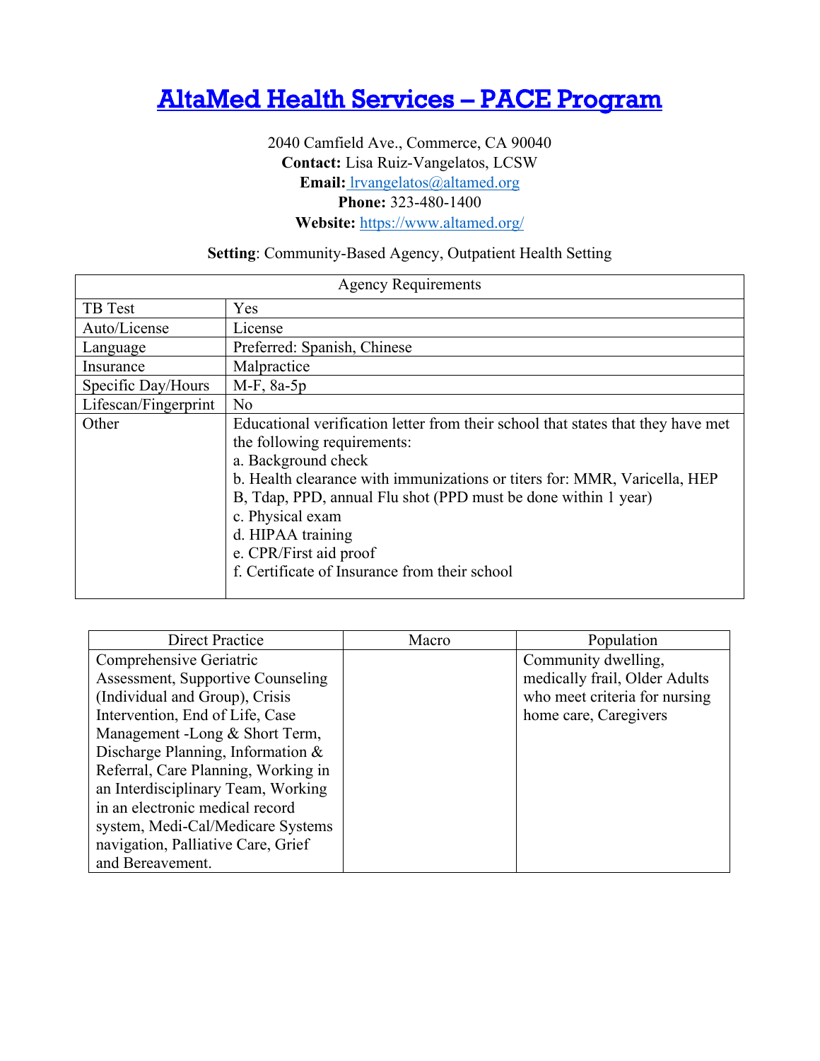# [AltaMed Health Services – PACE Program](https://www.altamed.org/)

2040 Camfield Ave., Commerce, CA 90040
**Contact:** Lisa Ruiz-Vangelatos, LCSW
**Email:** [lrvangelatos@altamed.org](mailto:lrvangelatos@altamed.org)
**Phone:** 323-480-1400
**Website:** [https://www.altamed.org/](https://www.altamed.org/)

**Setting**: Community-Based Agency, Outpatient Health Setting

| Agency Requirements | |
|---|---|
| TB Test | Yes |
| Auto/License | License |
| Language | Preferred: Spanish, Chinese |
| Insurance | Malpractice |
| Specific Day/Hours | M-F, 8a-5p |
| Lifescan/Fingerprint | No |
| Other | Educational verification letter from their school that states that they have met the following requirements:<br>a. Background check<br>b. Health clearance with immunizations or titers for: MMR, Varicella, HEP B, Tdap, PPD, annual Flu shot (PPD must be done within 1 year)<br>c. Physical exam<br>d. HIPAA training<br>e. CPR/First aid proof<br>f. Certificate of Insurance from their school |

| Direct Practice | Macro | Population |
|---|---|---|
| Comprehensive Geriatric Assessment, Supportive Counseling (Individual and Group), Crisis Intervention, End of Life, Case Management -Long & Short Term, Discharge Planning, Information & Referral, Care Planning, Working in an Interdisciplinary Team, Working in an electronic medical record system, Medi-Cal/Medicare Systems navigation, Palliative Care, Grief and Bereavement. | | Community dwelling, medically frail, Older Adults who meet criteria for nursing home care, Caregivers |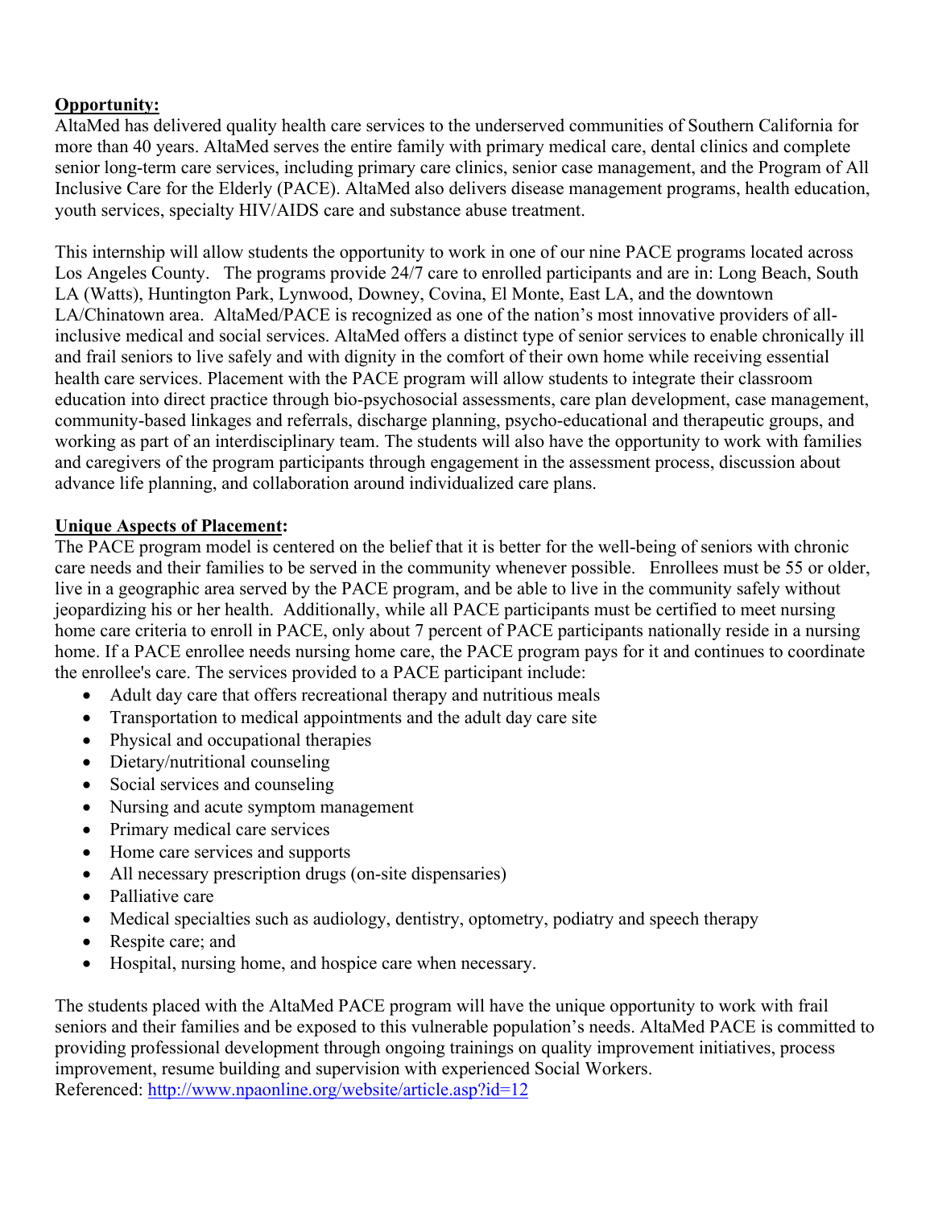**Opportunity:**

AltaMed has delivered quality health care services to the underserved communities of Southern California for more than 40 years. AltaMed serves the entire family with primary medical care, dental clinics and complete senior long-term care services, including primary care clinics, senior case management, and the Program of All Inclusive Care for the Elderly (PACE). AltaMed also delivers disease management programs, health education, youth services, specialty HIV/AIDS care and substance abuse treatment.

This internship will allow students the opportunity to work in one of our nine PACE programs located across Los Angeles County. The programs provide 24/7 care to enrolled participants and are in: Long Beach, South LA (Watts), Huntington Park, Lynwood, Downey, Covina, El Monte, East LA, and the downtown LA/Chinatown area. AltaMed/PACE is recognized as one of the nation's most innovative providers of all-inclusive medical and social services. AltaMed offers a distinct type of senior services to enable chronically ill and frail seniors to live safely and with dignity in the comfort of their own home while receiving essential health care services. Placement with the PACE program will allow students to integrate their classroom education into direct practice through bio-psychosocial assessments, care plan development, case management, community-based linkages and referrals, discharge planning, psycho-educational and therapeutic groups, and working as part of an interdisciplinary team. The students will also have the opportunity to work with families and caregivers of the program participants through engagement in the assessment process, discussion about advance life planning, and collaboration around individualized care plans.

**Unique Aspects of Placement:**

The PACE program model is centered on the belief that it is better for the well-being of seniors with chronic care needs and their families to be served in the community whenever possible. Enrollees must be 55 or older, live in a geographic area served by the PACE program, and be able to live in the community safely without jeopardizing his or her health. Additionally, while all PACE participants must be certified to meet nursing home care criteria to enroll in PACE, only about 7 percent of PACE participants nationally reside in a nursing home. If a PACE enrollee needs nursing home care, the PACE program pays for it and continues to coordinate the enrollee's care. The services provided to a PACE participant include:

- Adult day care that offers recreational therapy and nutritious meals
- Transportation to medical appointments and the adult day care site
- Physical and occupational therapies
- Dietary/nutritional counseling
- Social services and counseling
- Nursing and acute symptom management
- Primary medical care services
- Home care services and supports
- All necessary prescription drugs (on-site dispensaries)
- Palliative care
- Medical specialties such as audiology, dentistry, optometry, podiatry and speech therapy
- Respite care; and
- Hospital, nursing home, and hospice care when necessary.

The students placed with the AltaMed PACE program will have the unique opportunity to work with frail seniors and their families and be exposed to this vulnerable population's needs. AltaMed PACE is committed to providing professional development through ongoing trainings on quality improvement initiatives, process improvement, resume building and supervision with experienced Social Workers.
Referenced: http://www.npaonline.org/website/article.asp?id=12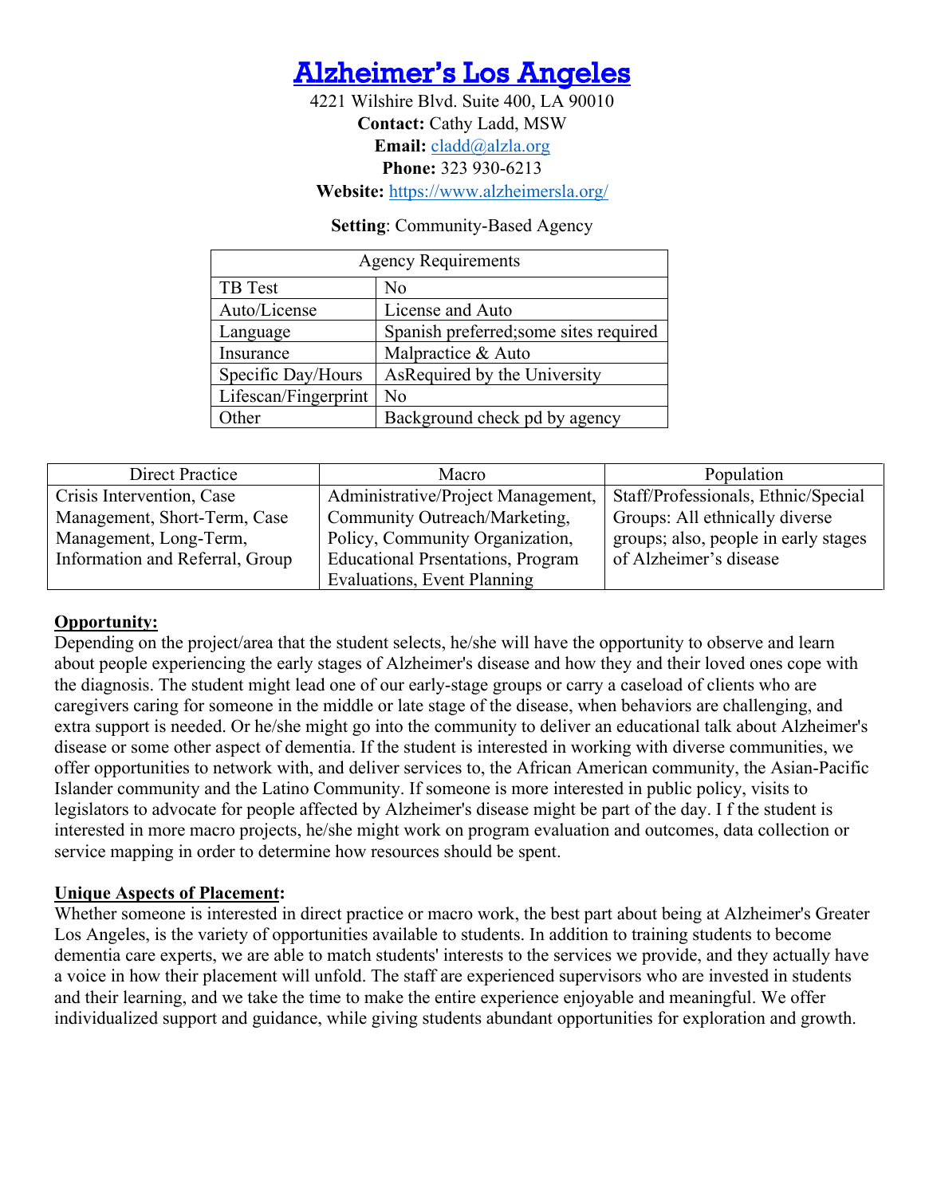# [Alzheimer's Los Angeles](https://www.alzheimersla.org/)

4221 Wilshire Blvd. Suite 400, LA 90010
**Contact:** Cathy Ladd, MSW
**Email:** cladd@alzla.org
**Phone:** 323 930-6213
**Website:** https://www.alzheimersla.org/

**Setting**: Community-Based Agency

| Agency Requirements | |
|---|---|
| TB Test | No |
| Auto/License | License and Auto |
| Language | Spanish preferred;some sites required |
| Insurance | Malpractice & Auto |
| Specific Day/Hours | AsRequired by the University |
| Lifescan/Fingerprint | No |
| Other | Background check pd by agency |

| Direct Practice | Macro | Population |
|---|---|---|
| Crisis Intervention, Case Management, Short-Term, Case Management, Long-Term, Information and Referral, Group | Administrative/Project Management, Community Outreach/Marketing, Policy, Community Organization, Educational Prsentations, Program Evaluations, Event Planning | Staff/Professionals, Ethnic/Special Groups: All ethnically diverse groups; also, people in early stages of Alzheimer's disease |

**Opportunity:**

Depending on the project/area that the student selects, he/she will have the opportunity to observe and learn about people experiencing the early stages of Alzheimer's disease and how they and their loved ones cope with the diagnosis. The student might lead one of our early-stage groups or carry a caseload of clients who are caregivers caring for someone in the middle or late stage of the disease, when behaviors are challenging, and extra support is needed. Or he/she might go into the community to deliver an educational talk about Alzheimer's disease or some other aspect of dementia. If the student is interested in working with diverse communities, we offer opportunities to network with, and deliver services to, the African American community, the Asian-Pacific Islander community and the Latino Community. If someone is more interested in public policy, visits to legislators to advocate for people affected by Alzheimer's disease might be part of the day. I f the student is interested in more macro projects, he/she might work on program evaluation and outcomes, data collection or service mapping in order to determine how resources should be spent.

**Unique Aspects of Placement:**

Whether someone is interested in direct practice or macro work, the best part about being at Alzheimer's Greater Los Angeles, is the variety of opportunities available to students. In addition to training students to become dementia care experts, we are able to match students' interests to the services we provide, and they actually have a voice in how their placement will unfold. The staff are experienced supervisors who are invested in students and their learning, and we take the time to make the entire experience enjoyable and meaningful. We offer individualized support and guidance, while giving students abundant opportunities for exploration and growth.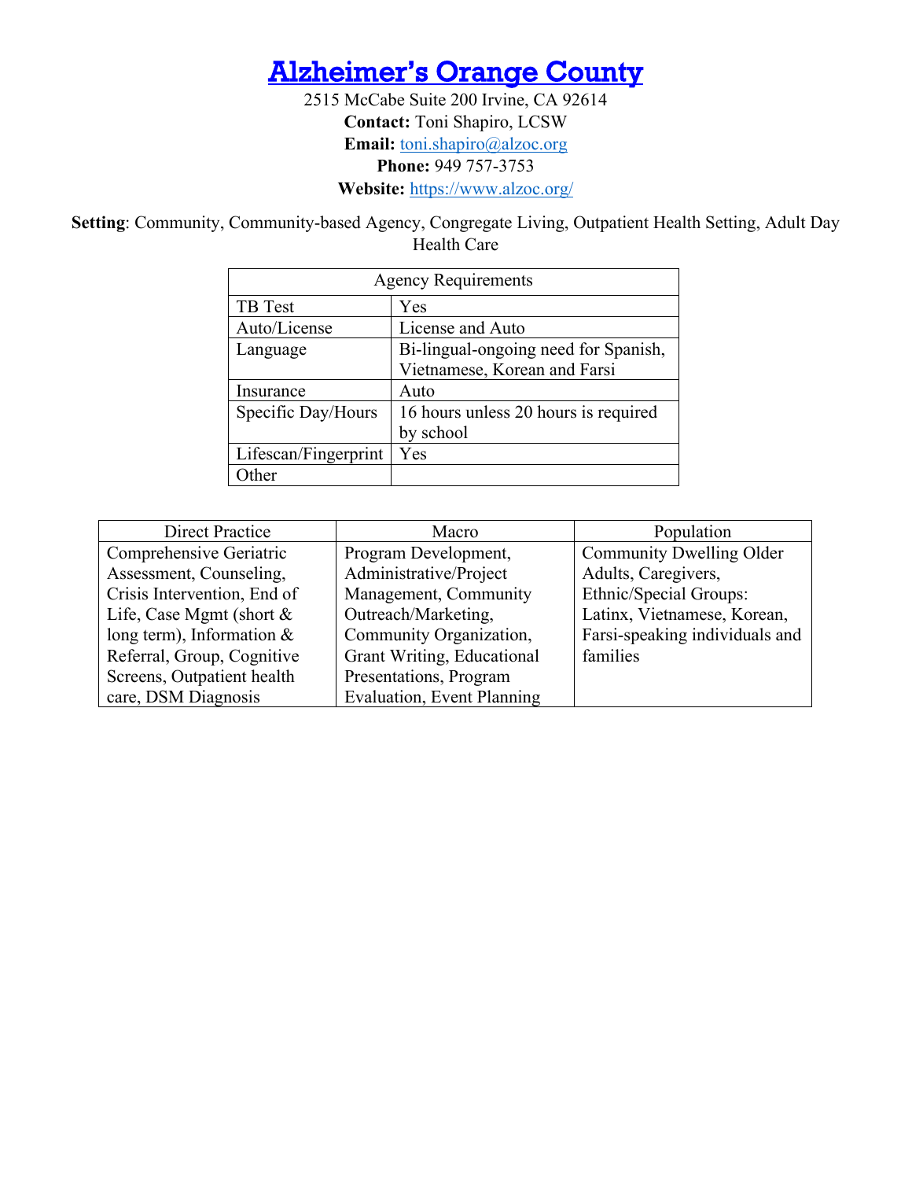# [Alzheimer's Orange County](https://www.alzoc.org/)

2515 McCabe Suite 200 Irvine, CA 92614

**Contact:** Toni Shapiro, LCSW

**Email:** toni.shapiro@alzoc.org

**Phone:** 949 757-3753

**Website:** https://www.alzoc.org/

**Setting**: Community, Community-based Agency, Congregate Living, Outpatient Health Setting, Adult Day Health Care

| Agency Requirements | |
|---|---|
| TB Test | Yes |
| Auto/License | License and Auto |
| Language | Bi-lingual-ongoing need for Spanish, Vietnamese, Korean and Farsi |
| Insurance | Auto |
| Specific Day/Hours | 16 hours unless 20 hours is required by school |
| Lifescan/Fingerprint | Yes |
| Other | |

| Direct Practice | Macro | Population |
|---|---|---|
| Comprehensive Geriatric Assessment, Counseling, Crisis Intervention, End of Life, Case Mgmt (short & long term), Information & Referral, Group, Cognitive Screens, Outpatient health care, DSM Diagnosis | Program Development, Administrative/Project Management, Community Outreach/Marketing, Community Organization, Grant Writing, Educational Presentations, Program Evaluation, Event Planning | Community Dwelling Older Adults, Caregivers, Ethnic/Special Groups: Latinx, Vietnamese, Korean, Farsi-speaking individuals and families |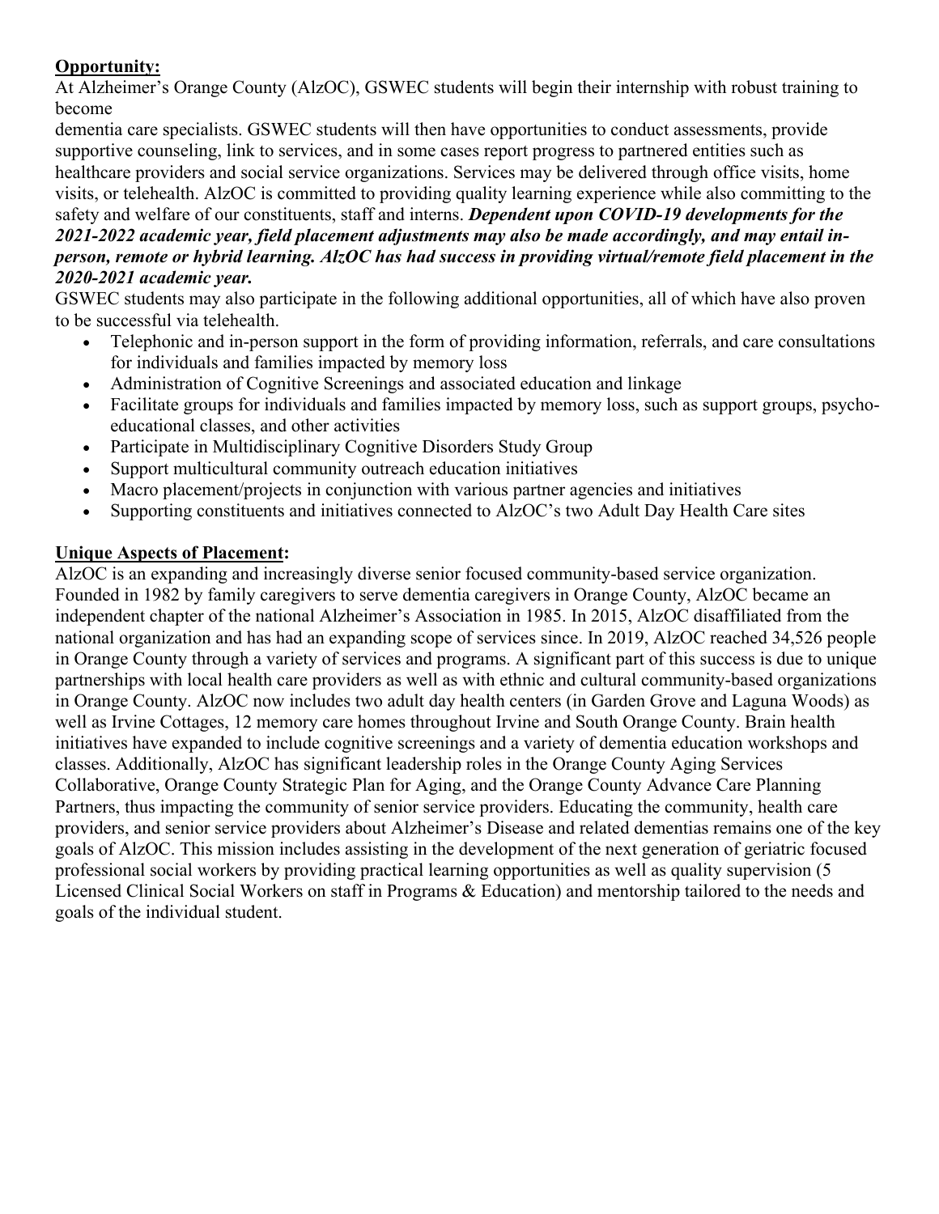**Opportunity:**

At Alzheimer's Orange County (AlzOC), GSWEC students will begin their internship with robust training to become dementia care specialists. GSWEC students will then have opportunities to conduct assessments, provide supportive counseling, link to services, and in some cases report progress to partnered entities such as healthcare providers and social service organizations. Services may be delivered through office visits, home visits, or telehealth. AlzOC is committed to providing quality learning experience while also committing to the safety and welfare of our constituents, staff and interns. ***Dependent upon COVID-19 developments for the 2021-2022 academic year, field placement adjustments may also be made accordingly, and may entail in-person, remote or hybrid learning. AlzOC has had success in providing virtual/remote field placement in the 2020-2021 academic year.***

GSWEC students may also participate in the following additional opportunities, all of which have also proven to be successful via telehealth.

- Telephonic and in-person support in the form of providing information, referrals, and care consultations for individuals and families impacted by memory loss
- Administration of Cognitive Screenings and associated education and linkage
- Facilitate groups for individuals and families impacted by memory loss, such as support groups, psycho-educational classes, and other activities
- Participate in Multidisciplinary Cognitive Disorders Study Group
- Support multicultural community outreach education initiatives
- Macro placement/projects in conjunction with various partner agencies and initiatives
- Supporting constituents and initiatives connected to AlzOC's two Adult Day Health Care sites

**Unique Aspects of Placement:**

AlzOC is an expanding and increasingly diverse senior focused community-based service organization. Founded in 1982 by family caregivers to serve dementia caregivers in Orange County, AlzOC became an independent chapter of the national Alzheimer's Association in 1985. In 2015, AlzOC disaffiliated from the national organization and has had an expanding scope of services since. In 2019, AlzOC reached 34,526 people in Orange County through a variety of services and programs. A significant part of this success is due to unique partnerships with local health care providers as well as with ethnic and cultural community-based organizations in Orange County. AlzOC now includes two adult day health centers (in Garden Grove and Laguna Woods) as well as Irvine Cottages, 12 memory care homes throughout Irvine and South Orange County. Brain health initiatives have expanded to include cognitive screenings and a variety of dementia education workshops and classes. Additionally, AlzOC has significant leadership roles in the Orange County Aging Services Collaborative, Orange County Strategic Plan for Aging, and the Orange County Advance Care Planning Partners, thus impacting the community of senior service providers. Educating the community, health care providers, and senior service providers about Alzheimer's Disease and related dementias remains one of the key goals of AlzOC. This mission includes assisting in the development of the next generation of geriatric focused professional social workers by providing practical learning opportunities as well as quality supervision (5 Licensed Clinical Social Workers on staff in Programs & Education) and mentorship tailored to the needs and goals of the individual student.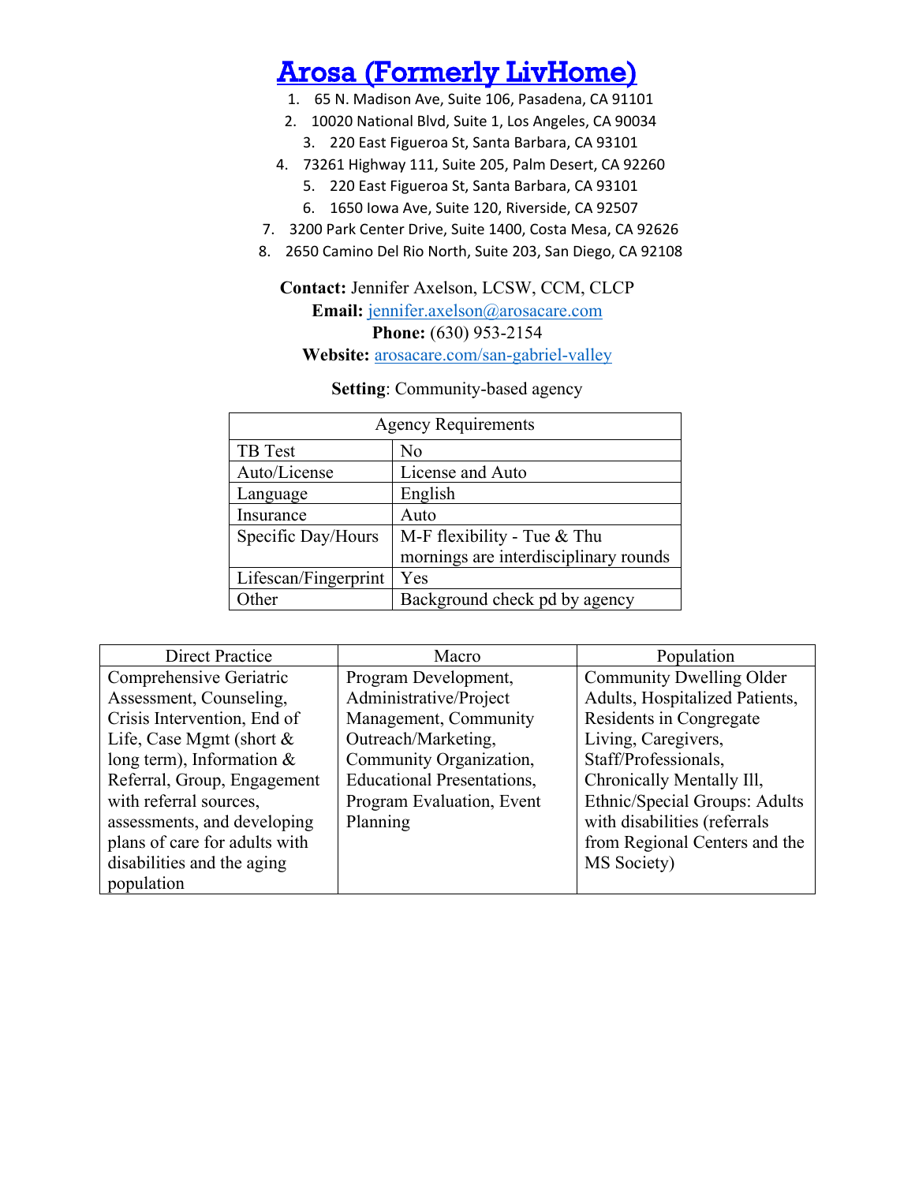# [Arosa (Formerly LivHome)](arosacare.com)

1. 65 N. Madison Ave, Suite 106, Pasadena, CA 91101
2. 10020 National Blvd, Suite 1, Los Angeles, CA 90034
3. 220 East Figueroa St, Santa Barbara, CA 93101
4. 73261 Highway 111, Suite 205, Palm Desert, CA 92260
5. 220 East Figueroa St, Santa Barbara, CA 93101
6. 1650 Iowa Ave, Suite 120, Riverside, CA 92507
7. 3200 Park Center Drive, Suite 1400, Costa Mesa, CA 92626
8. 2650 Camino Del Rio North, Suite 203, San Diego, CA 92108

**Contact:** Jennifer Axelson, LCSW, CCM, CLCP
**Email:** jennifer.axelson@arosacare.com
**Phone:** (630) 953-2154
**Website:** arosacare.com/san-gabriel-valley

**Setting**: Community-based agency

| Agency Requirements | |
|---|---|
| TB Test | No |
| Auto/License | License and Auto |
| Language | English |
| Insurance | Auto |
| Specific Day/Hours | M-F flexibility - Tue & Thu mornings are interdisciplinary rounds |
| Lifescan/Fingerprint | Yes |
| Other | Background check pd by agency |

| Direct Practice | Macro | Population |
|---|---|---|
| Comprehensive Geriatric Assessment, Counseling, Crisis Intervention, End of Life, Case Mgmt (short & long term), Information & Referral, Group, Engagement with referral sources, assessments, and developing plans of care for adults with disabilities and the aging population | Program Development, Administrative/Project Management, Community Outreach/Marketing, Community Organization, Educational Presentations, Program Evaluation, Event Planning | Community Dwelling Older Adults, Hospitalized Patients, Residents in Congregate Living, Caregivers, Staff/Professionals, Chronically Mentally Ill, Ethnic/Special Groups: Adults with disabilities (referrals from Regional Centers and the MS Society) |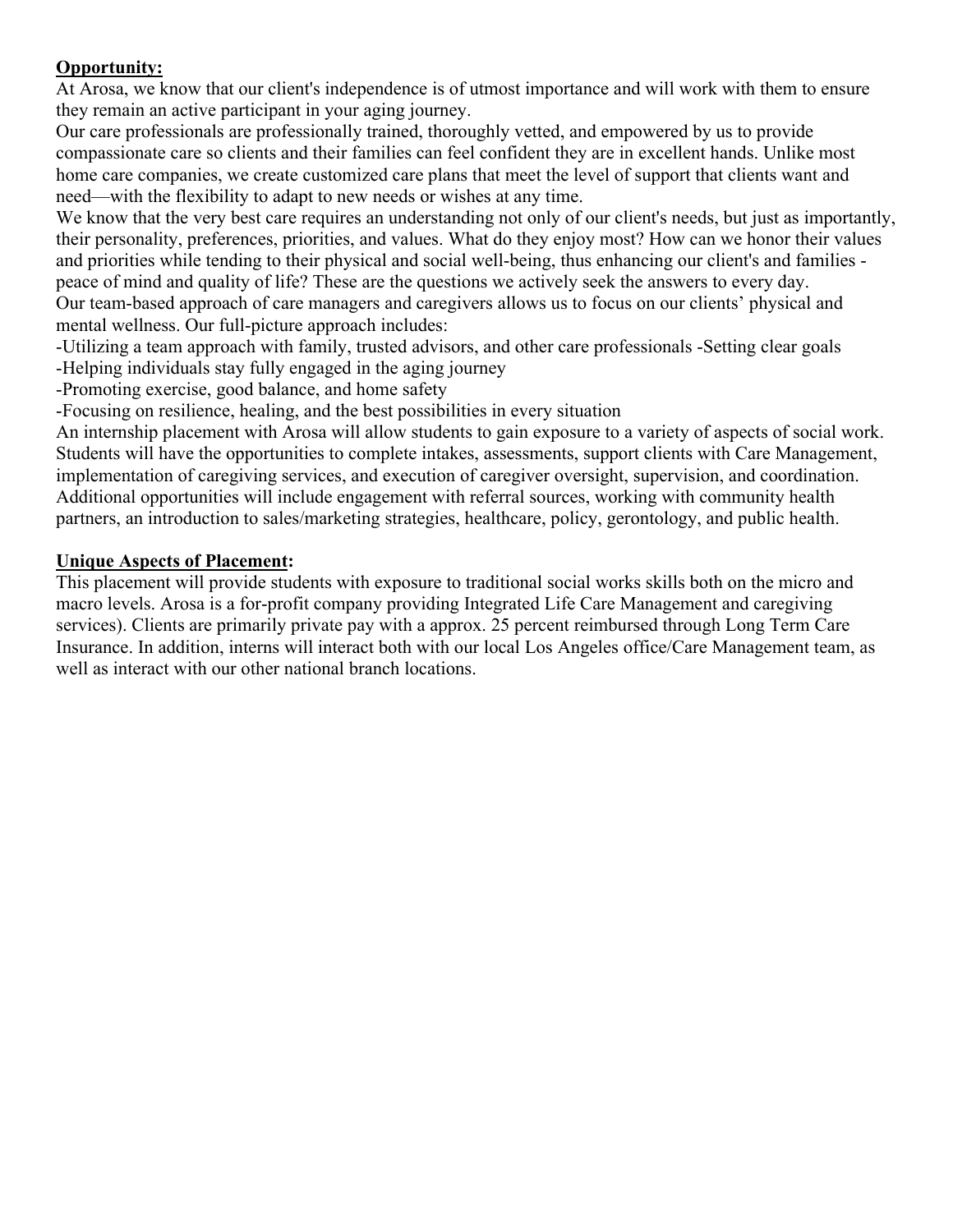**Opportunity:**

At Arosa, we know that our client's independence is of utmost importance and will work with them to ensure they remain an active participant in your aging journey.

Our care professionals are professionally trained, thoroughly vetted, and empowered by us to provide compassionate care so clients and their families can feel confident they are in excellent hands. Unlike most home care companies, we create customized care plans that meet the level of support that clients want and need—with the flexibility to adapt to new needs or wishes at any time.

We know that the very best care requires an understanding not only of our client's needs, but just as importantly, their personality, preferences, priorities, and values. What do they enjoy most? How can we honor their values and priorities while tending to their physical and social well-being, thus enhancing our client's and families - peace of mind and quality of life? These are the questions we actively seek the answers to every day.

Our team-based approach of care managers and caregivers allows us to focus on our clients' physical and mental wellness. Our full-picture approach includes:

-Utilizing a team approach with family, trusted advisors, and other care professionals -Setting clear goals
-Helping individuals stay fully engaged in the aging journey
-Promoting exercise, good balance, and home safety
-Focusing on resilience, healing, and the best possibilities in every situation

An internship placement with Arosa will allow students to gain exposure to a variety of aspects of social work. Students will have the opportunities to complete intakes, assessments, support clients with Care Management, implementation of caregiving services, and execution of caregiver oversight, supervision, and coordination. Additional opportunities will include engagement with referral sources, working with community health partners, an introduction to sales/marketing strategies, healthcare, policy, gerontology, and public health.

**Unique Aspects of Placement:**

This placement will provide students with exposure to traditional social works skills both on the micro and macro levels. Arosa is a for-profit company providing Integrated Life Care Management and caregiving services). Clients are primarily private pay with a approx. 25 percent reimbursed through Long Term Care Insurance. In addition, interns will interact both with our local Los Angeles office/Care Management team, as well as interact with our other national branch locations.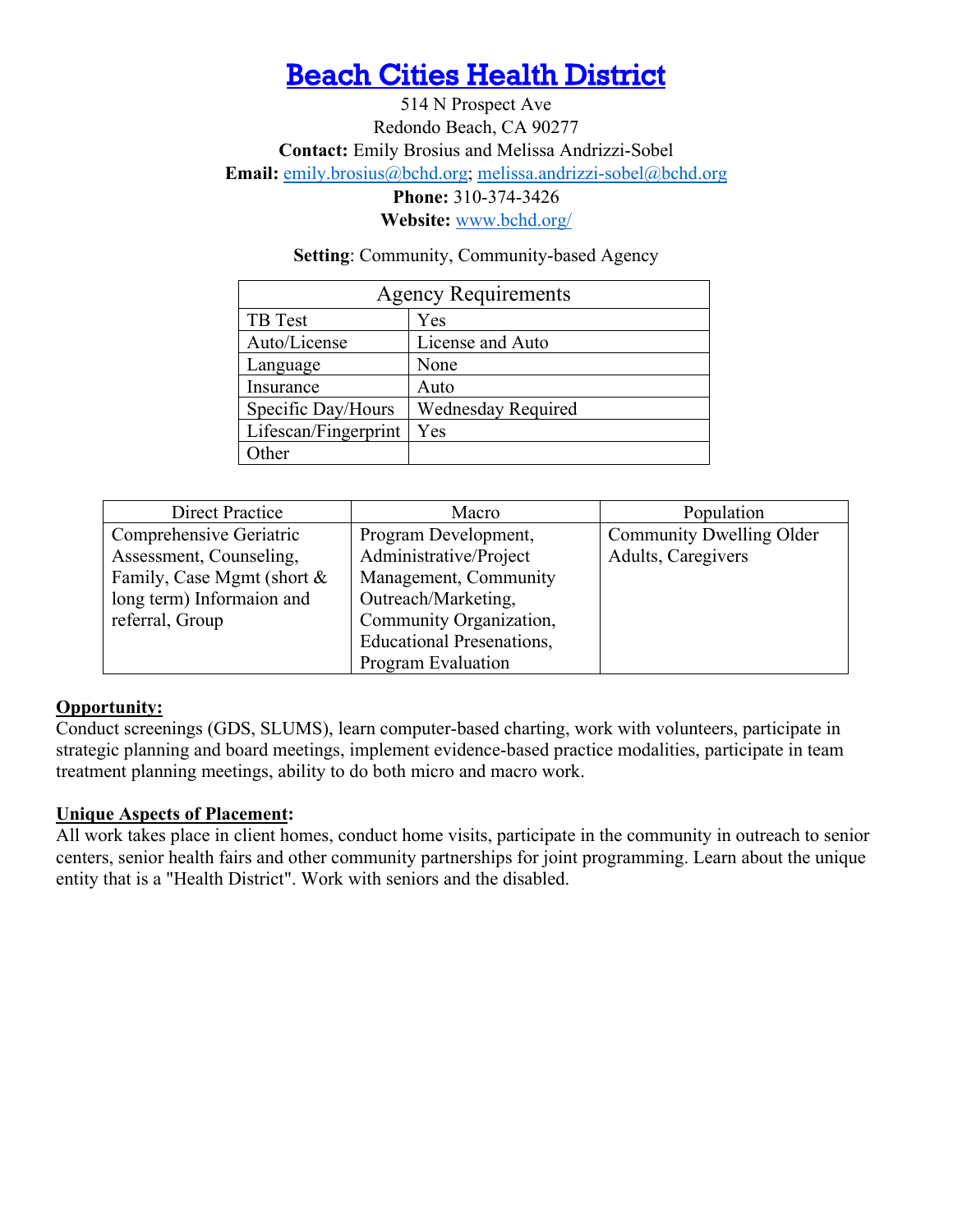# Beach Cities Health District

514 N Prospect Ave
Redondo Beach, CA 90277
**Contact:** Emily Brosius and Melissa Andrizzi-Sobel
**Email:** emily.brosius@bchd.org; melissa.andrizzi-sobel@bchd.org
**Phone:** 310-374-3426
**Website:** www.bchd.org/

**Setting**: Community, Community-based Agency

| Agency Requirements | |
|---|---|
| TB Test | Yes |
| Auto/License | License and Auto |
| Language | None |
| Insurance | Auto |
| Specific Day/Hours | Wednesday Required |
| Lifescan/Fingerprint | Yes |
| Other | |

| Direct Practice | Macro | Population |
|---|---|---|
| Comprehensive Geriatric Assessment, Counseling, Family, Case Mgmt (short & long term) Informaion and referral, Group | Program Development, Administrative/Project Management, Community Outreach/Marketing, Community Organization, Educational Presenations, Program Evaluation | Community Dwelling Older Adults, Caregivers |

**Opportunity:**
Conduct screenings (GDS, SLUMS), learn computer-based charting, work with volunteers, participate in strategic planning and board meetings, implement evidence-based practice modalities, participate in team treatment planning meetings, ability to do both micro and macro work.

**Unique Aspects of Placement:**
All work takes place in client homes, conduct home visits, participate in the community in outreach to senior centers, senior health fairs and other community partnerships for joint programming. Learn about the unique entity that is a "Health District". Work with seniors and the disabled.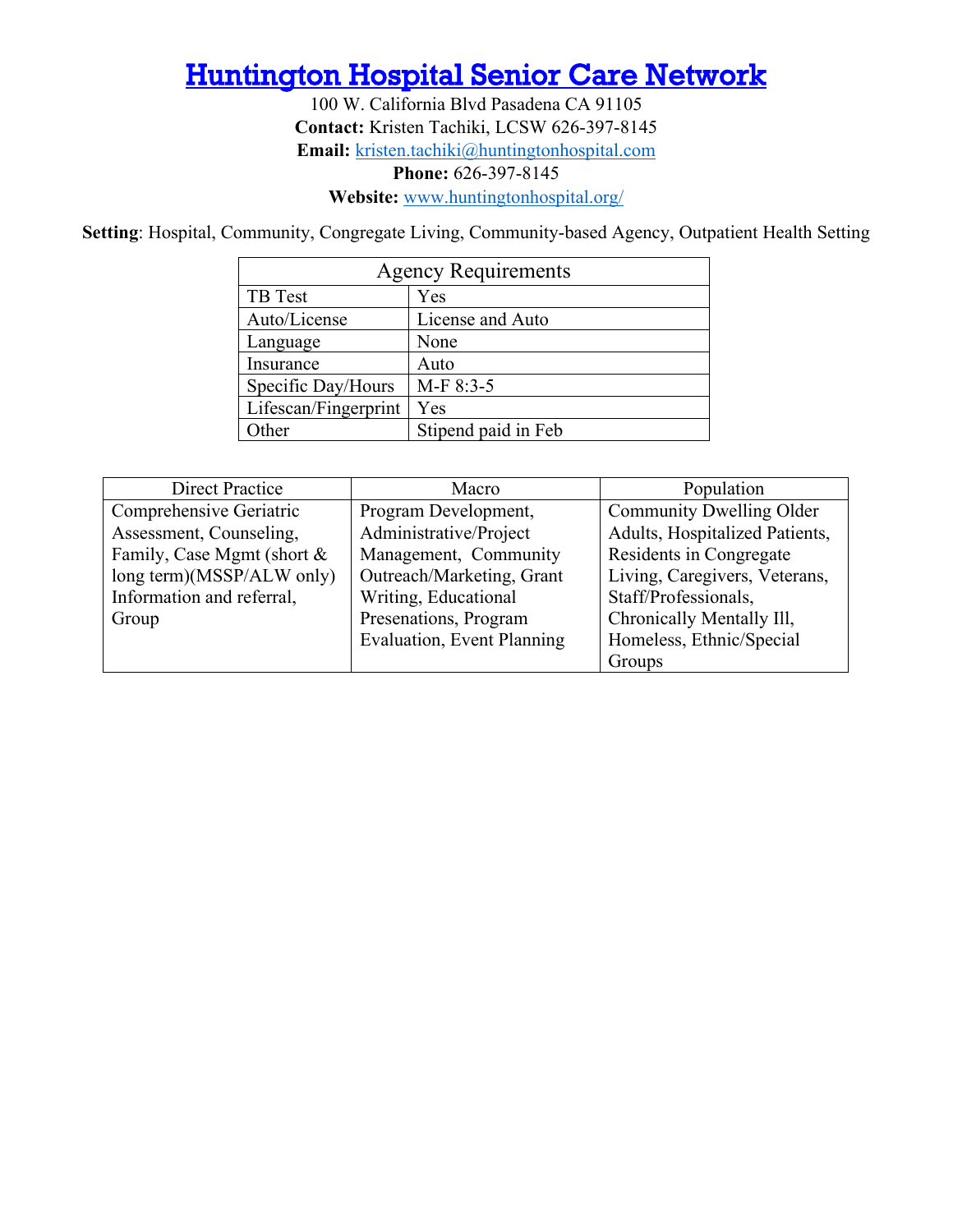# [Huntington Hospital Senior Care Network](www.huntingtonhospital.org/)

100 W. California Blvd Pasadena CA 91105

**Contact:** Kristen Tachiki, LCSW 626-397-8145

**Email:** kristen.tachiki@huntingtonhospital.com

**Phone:** 626-397-8145

**Website:** www.huntingtonhospital.org/

**Setting**: Hospital, Community, Congregate Living, Community-based Agency, Outpatient Health Setting

| Agency Requirements | |
|---|---|
| TB Test | Yes |
| Auto/License | License and Auto |
| Language | None |
| Insurance | Auto |
| Specific Day/Hours | M-F 8:3-5 |
| Lifescan/Fingerprint | Yes |
| Other | Stipend paid in Feb |

| Direct Practice | Macro | Population |
|---|---|---|
| Comprehensive Geriatric Assessment, Counseling, Family, Case Mgmt (short & long term)(MSSP/ALW only) Information and referral, Group | Program Development, Administrative/Project Management, Community Outreach/Marketing, Grant Writing, Educational Presenations, Program Evaluation, Event Planning | Community Dwelling Older Adults, Hospitalized Patients, Residents in Congregate Living, Caregivers, Veterans, Staff/Professionals, Chronically Mentally Ill, Homeless, Ethnic/Special Groups |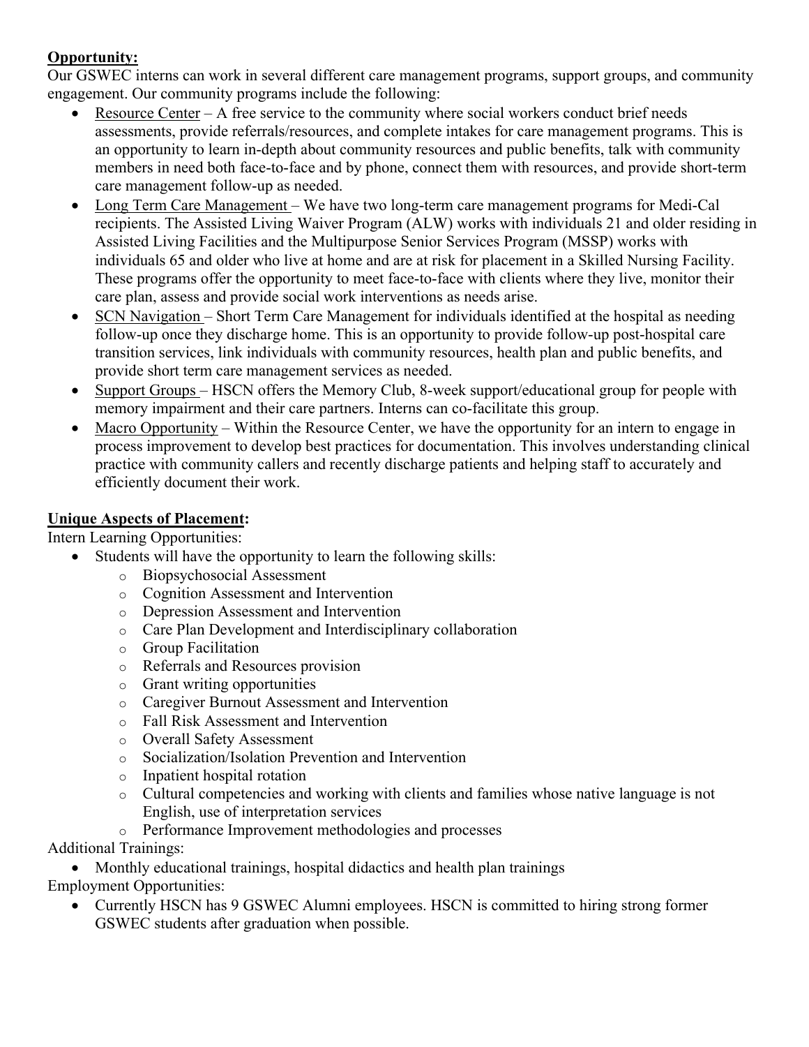**Opportunity:**

Our GSWEC interns can work in several different care management programs, support groups, and community engagement. Our community programs include the following:

- Resource Center – A free service to the community where social workers conduct brief needs assessments, provide referrals/resources, and complete intakes for care management programs. This is an opportunity to learn in-depth about community resources and public benefits, talk with community members in need both face-to-face and by phone, connect them with resources, and provide short-term care management follow-up as needed.
- Long Term Care Management – We have two long-term care management programs for Medi-Cal recipients. The Assisted Living Waiver Program (ALW) works with individuals 21 and older residing in Assisted Living Facilities and the Multipurpose Senior Services Program (MSSP) works with individuals 65 and older who live at home and are at risk for placement in a Skilled Nursing Facility. These programs offer the opportunity to meet face-to-face with clients where they live, monitor their care plan, assess and provide social work interventions as needs arise.
- SCN Navigation – Short Term Care Management for individuals identified at the hospital as needing follow-up once they discharge home. This is an opportunity to provide follow-up post-hospital care transition services, link individuals with community resources, health plan and public benefits, and provide short term care management services as needed.
- Support Groups – HSCN offers the Memory Club, 8-week support/educational group for people with memory impairment and their care partners. Interns can co-facilitate this group.
- Macro Opportunity – Within the Resource Center, we have the opportunity for an intern to engage in process improvement to develop best practices for documentation. This involves understanding clinical practice with community callers and recently discharge patients and helping staff to accurately and efficiently document their work.

**Unique Aspects of Placement:**

Intern Learning Opportunities:

- Students will have the opportunity to learn the following skills:
  - Biopsychosocial Assessment
  - Cognition Assessment and Intervention
  - Depression Assessment and Intervention
  - Care Plan Development and Interdisciplinary collaboration
  - Group Facilitation
  - Referrals and Resources provision
  - Grant writing opportunities
  - Caregiver Burnout Assessment and Intervention
  - Fall Risk Assessment and Intervention
  - Overall Safety Assessment
  - Socialization/Isolation Prevention and Intervention
  - Inpatient hospital rotation
  - Cultural competencies and working with clients and families whose native language is not English, use of interpretation services
  - Performance Improvement methodologies and processes

Additional Trainings:

- Monthly educational trainings, hospital didactics and health plan trainings

Employment Opportunities:

- Currently HSCN has 9 GSWEC Alumni employees. HSCN is committed to hiring strong former GSWEC students after graduation when possible.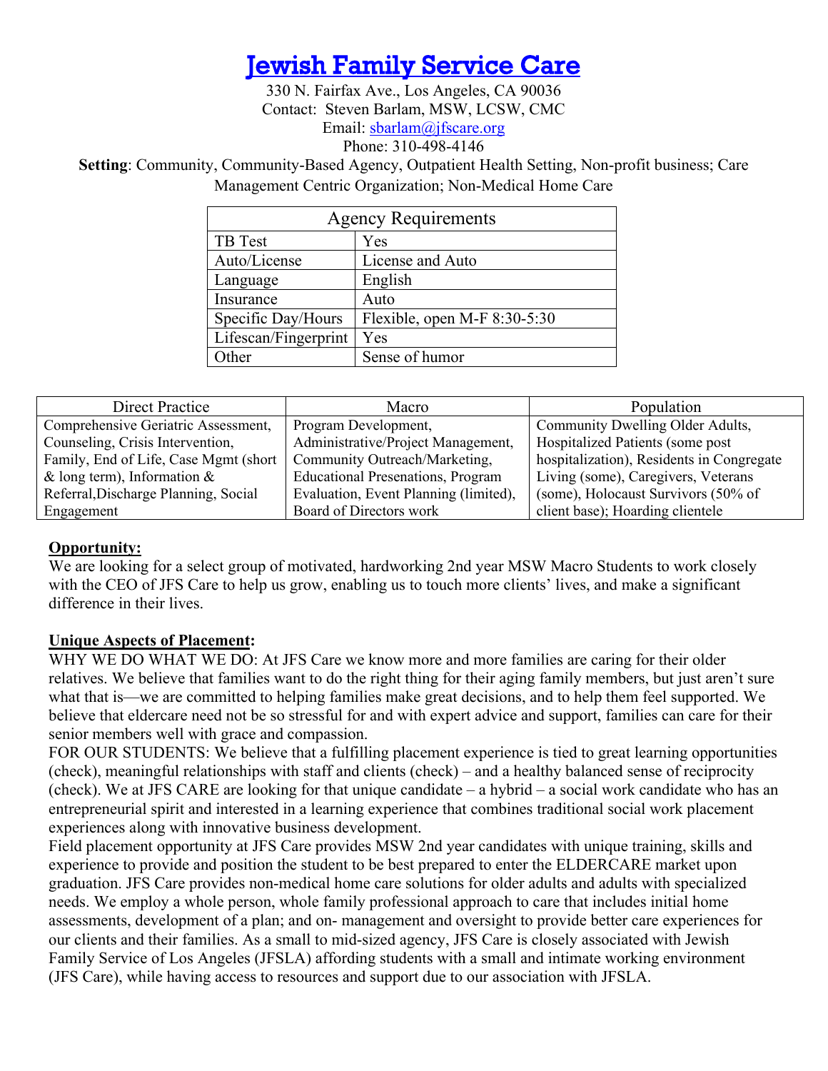# [Jewish Family Service Care](#)

330 N. Fairfax Ave., Los Angeles, CA 90036
Contact: Steven Barlam, MSW, LCSW, CMC
Email: sbarlam@jfscare.org
Phone: 310-498-4146

**Setting**: Community, Community-Based Agency, Outpatient Health Setting, Non-profit business; Care Management Centric Organization; Non-Medical Home Care

| Agency Requirements | |
|---|---|
| TB Test | Yes |
| Auto/License | License and Auto |
| Language | English |
| Insurance | Auto |
| Specific Day/Hours | Flexible, open M-F 8:30-5:30 |
| Lifescan/Fingerprint | Yes |
| Other | Sense of humor |

| Direct Practice | Macro | Population |
|---|---|---|
| Comprehensive Geriatric Assessment, Counseling, Crisis Intervention, Family, End of Life, Case Mgmt (short & long term), Information & Referral,Discharge Planning, Social Engagement | Program Development, Administrative/Project Management, Community Outreach/Marketing, Educational Presenations, Program Evaluation, Event Planning (limited), Board of Directors work | Community Dwelling Older Adults, Hospitalized Patients (some post hospitalization), Residents in Congregate Living (some), Caregivers, Veterans (some), Holocaust Survivors (50% of client base); Hoarding clientele |

**Opportunity:**

We are looking for a select group of motivated, hardworking 2nd year MSW Macro Students to work closely with the CEO of JFS Care to help us grow, enabling us to touch more clients' lives, and make a significant difference in their lives.

**Unique Aspects of Placement:**

WHY WE DO WHAT WE DO: At JFS Care we know more and more families are caring for their older relatives. We believe that families want to do the right thing for their aging family members, but just aren't sure what that is—we are committed to helping families make great decisions, and to help them feel supported. We believe that eldercare need not be so stressful for and with expert advice and support, families can care for their senior members well with grace and compassion.

FOR OUR STUDENTS: We believe that a fulfilling placement experience is tied to great learning opportunities (check), meaningful relationships with staff and clients (check) – and a healthy balanced sense of reciprocity (check). We at JFS CARE are looking for that unique candidate – a hybrid – a social work candidate who has an entrepreneurial spirit and interested in a learning experience that combines traditional social work placement experiences along with innovative business development.

Field placement opportunity at JFS Care provides MSW 2nd year candidates with unique training, skills and experience to provide and position the student to be best prepared to enter the ELDERCARE market upon graduation. JFS Care provides non-medical home care solutions for older adults and adults with specialized needs. We employ a whole person, whole family professional approach to care that includes initial home assessments, development of a plan; and on- management and oversight to provide better care experiences for our clients and their families. As a small to mid-sized agency, JFS Care is closely associated with Jewish Family Service of Los Angeles (JFSLA) affording students with a small and intimate working environment (JFS Care), while having access to resources and support due to our association with JFSLA.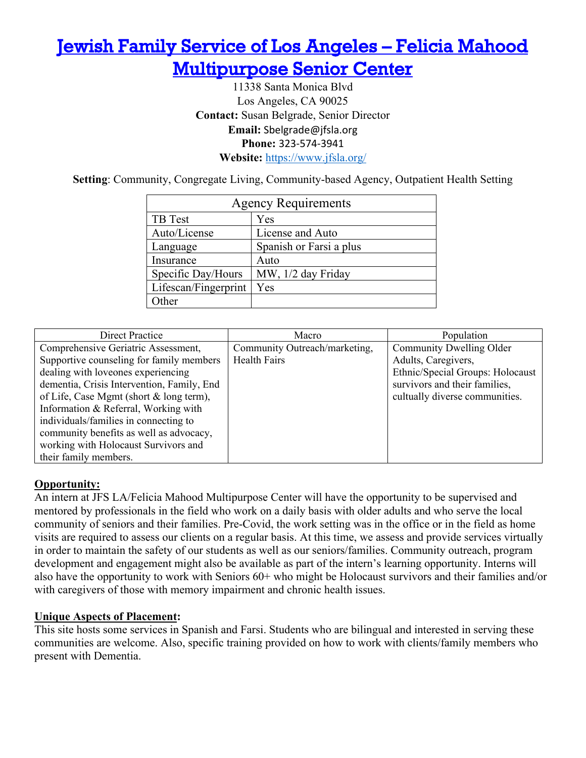# [Jewish Family Service of Los Angeles – Felicia Mahood Multipurpose Senior Center](https://www.jfsla.org/)

11338 Santa Monica Blvd
Los Angeles, CA 90025
**Contact:** Susan Belgrade, Senior Director
**Email:** Sbelgrade@jfsla.org
**Phone:** 323-574-3941
**Website:** https://www.jfsla.org/

**Setting**: Community, Congregate Living, Community-based Agency, Outpatient Health Setting

| Agency Requirements | |
|---|---|
| TB Test | Yes |
| Auto/License | License and Auto |
| Language | Spanish or Farsi a plus |
| Insurance | Auto |
| Specific Day/Hours | MW, 1/2 day Friday |
| Lifescan/Fingerprint | Yes |
| Other | |

| Direct Practice | Macro | Population |
|---|---|---|
| Comprehensive Geriatric Assessment, Supportive counseling for family members dealing with loveones experiencing dementia, Crisis Intervention, Family, End of Life, Case Mgmt (short & long term), Information & Referral, Working with individuals/families in connecting to community benefits as well as advocacy, working with Holocaust Survivors and their family members. | Community Outreach/marketing, Health Fairs | Community Dwelling Older Adults, Caregivers, Ethnic/Special Groups: Holocaust survivors and their families, cultually diverse communities. |

**Opportunity:**

An intern at JFS LA/Felicia Mahood Multipurpose Center will have the opportunity to be supervised and mentored by professionals in the field who work on a daily basis with older adults and who serve the local community of seniors and their families. Pre-Covid, the work setting was in the office or in the field as home visits are required to assess our clients on a regular basis. At this time, we assess and provide services virtually in order to maintain the safety of our students as well as our seniors/families. Community outreach, program development and engagement might also be available as part of the intern's learning opportunity. Interns will also have the opportunity to work with Seniors 60+ who might be Holocaust survivors and their families and/or with caregivers of those with memory impairment and chronic health issues.

**Unique Aspects of Placement:**

This site hosts some services in Spanish and Farsi. Students who are bilingual and interested in serving these communities are welcome. Also, specific training provided on how to work with clients/family members who present with Dementia.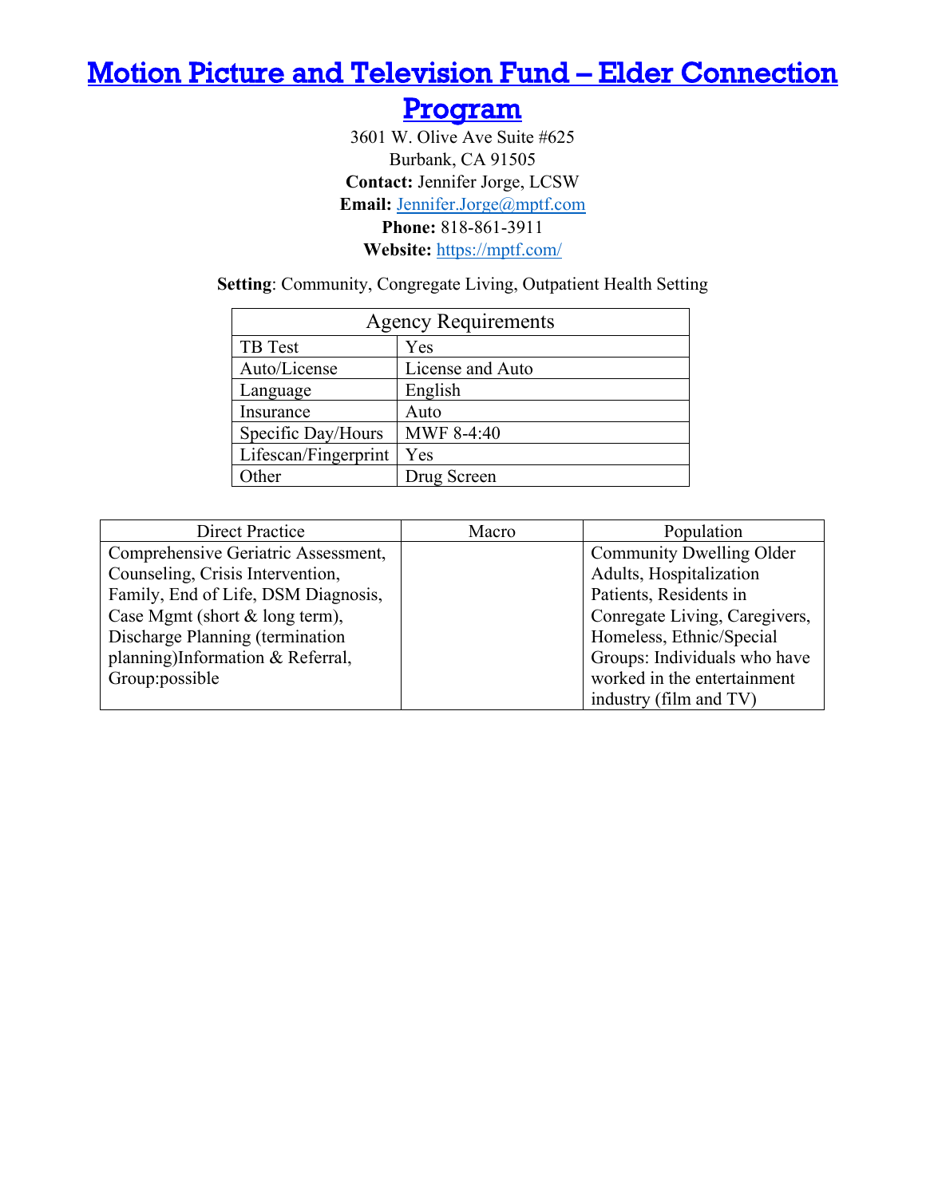# [Motion Picture and Television Fund – Elder Connection Program](https://mptf.com/)

3601 W. Olive Ave Suite #625
Burbank, CA 91505
**Contact:** Jennifer Jorge, LCSW
**Email:** Jennifer.Jorge@mptf.com
**Phone:** 818-861-3911
**Website:** https://mptf.com/

**Setting**: Community, Congregate Living, Outpatient Health Setting

| Agency Requirements | |
|---|---|
| TB Test | Yes |
| Auto/License | License and Auto |
| Language | English |
| Insurance | Auto |
| Specific Day/Hours | MWF 8-4:40 |
| Lifescan/Fingerprint | Yes |
| Other | Drug Screen |

| Direct Practice | Macro | Population |
|---|---|---|
| Comprehensive Geriatric Assessment, Counseling, Crisis Intervention, Family, End of Life, DSM Diagnosis, Case Mgmt (short & long term), Discharge Planning (termination planning)Information & Referral, Group:possible | | Community Dwelling Older Adults, Hospitalization Patients, Residents in Conregate Living, Caregivers, Homeless, Ethnic/Special Groups: Individuals who have worked in the entertainment industry (film and TV) |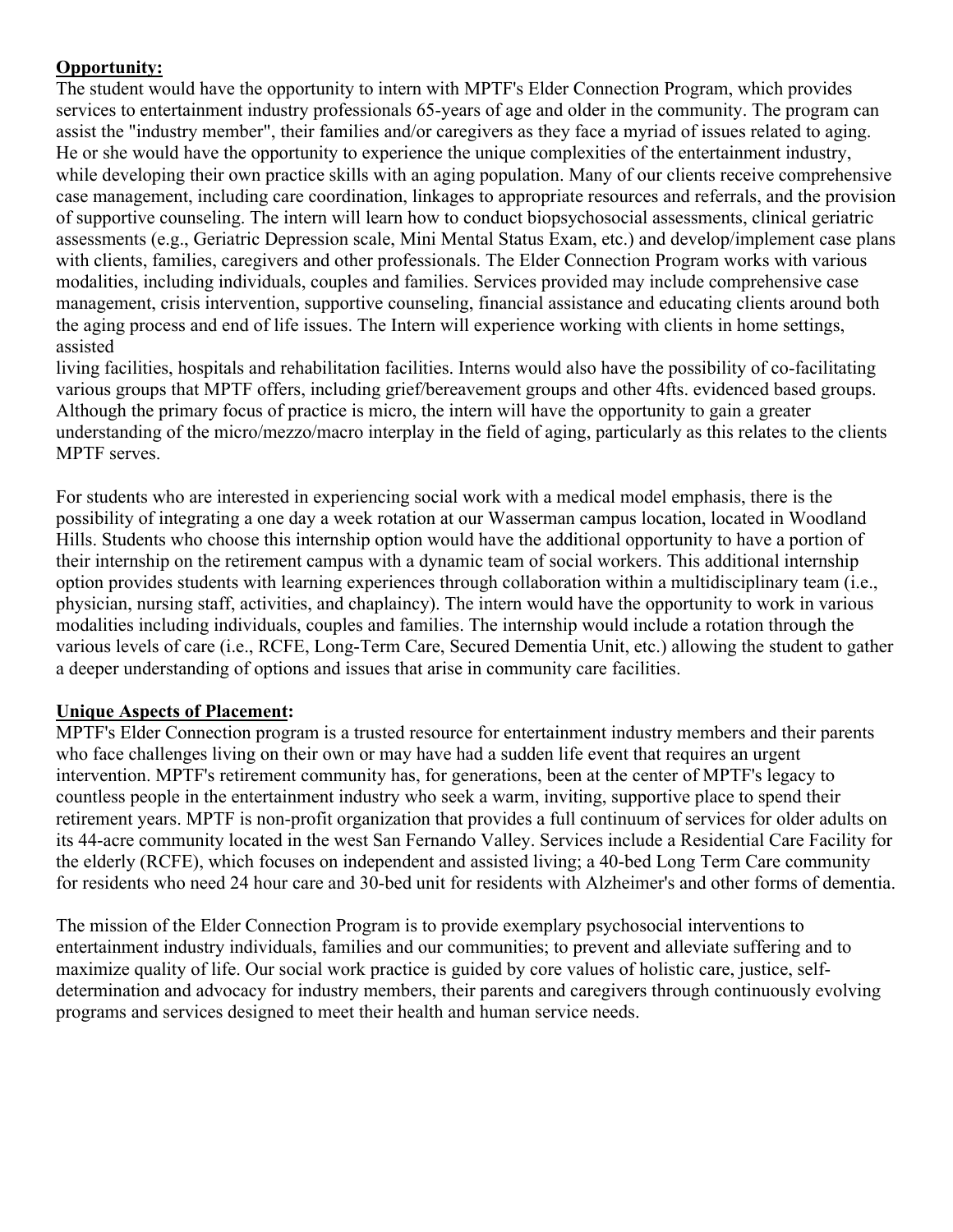**Opportunity:**

The student would have the opportunity to intern with MPTF's Elder Connection Program, which provides services to entertainment industry professionals 65-years of age and older in the community. The program can assist the "industry member", their families and/or caregivers as they face a myriad of issues related to aging. He or she would have the opportunity to experience the unique complexities of the entertainment industry, while developing their own practice skills with an aging population. Many of our clients receive comprehensive case management, including care coordination, linkages to appropriate resources and referrals, and the provision of supportive counseling. The intern will learn how to conduct biopsychosocial assessments, clinical geriatric assessments (e.g., Geriatric Depression scale, Mini Mental Status Exam, etc.) and develop/implement case plans with clients, families, caregivers and other professionals. The Elder Connection Program works with various modalities, including individuals, couples and families. Services provided may include comprehensive case management, crisis intervention, supportive counseling, financial assistance and educating clients around both the aging process and end of life issues. The Intern will experience working with clients in home settings, assisted living facilities, hospitals and rehabilitation facilities. Interns would also have the possibility of co-facilitating various groups that MPTF offers, including grief/bereavement groups and other 4fts. evidenced based groups. Although the primary focus of practice is micro, the intern will have the opportunity to gain a greater understanding of the micro/mezzo/macro interplay in the field of aging, particularly as this relates to the clients MPTF serves.

For students who are interested in experiencing social work with a medical model emphasis, there is the possibility of integrating a one day a week rotation at our Wasserman campus location, located in Woodland Hills. Students who choose this internship option would have the additional opportunity to have a portion of their internship on the retirement campus with a dynamic team of social workers. This additional internship option provides students with learning experiences through collaboration within a multidisciplinary team (i.e., physician, nursing staff, activities, and chaplaincy). The intern would have the opportunity to work in various modalities including individuals, couples and families. The internship would include a rotation through the various levels of care (i.e., RCFE, Long-Term Care, Secured Dementia Unit, etc.) allowing the student to gather a deeper understanding of options and issues that arise in community care facilities.

**Unique Aspects of Placement:**

MPTF's Elder Connection program is a trusted resource for entertainment industry members and their parents who face challenges living on their own or may have had a sudden life event that requires an urgent intervention. MPTF's retirement community has, for generations, been at the center of MPTF's legacy to countless people in the entertainment industry who seek a warm, inviting, supportive place to spend their retirement years. MPTF is non-profit organization that provides a full continuum of services for older adults on its 44-acre community located in the west San Fernando Valley. Services include a Residential Care Facility for the elderly (RCFE), which focuses on independent and assisted living; a 40-bed Long Term Care community for residents who need 24 hour care and 30-bed unit for residents with Alzheimer's and other forms of dementia.

The mission of the Elder Connection Program is to provide exemplary psychosocial interventions to entertainment industry individuals, families and our communities; to prevent and alleviate suffering and to maximize quality of life. Our social work practice is guided by core values of holistic care, justice, self-determination and advocacy for industry members, their parents and caregivers through continuously evolving programs and services designed to meet their health and human service needs.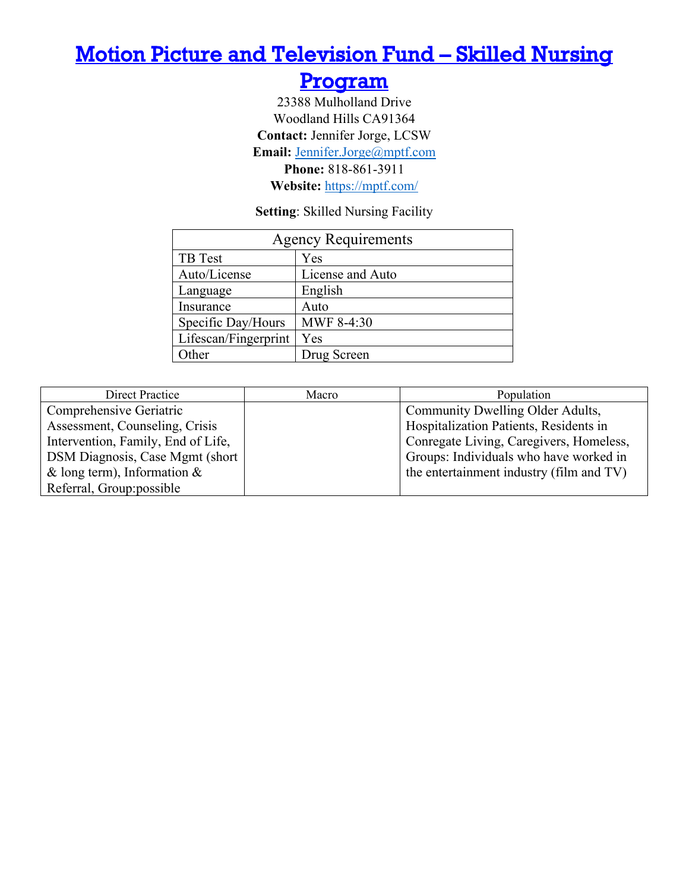# [Motion Picture and Television Fund – Skilled Nursing Program](https://mptf.com/)

23388 Mulholland Drive
Woodland Hills CA91364
**Contact:** Jennifer Jorge, LCSW
**Email:** Jennifer.Jorge@mptf.com
**Phone:** 818-861-3911
**Website:** https://mptf.com/

**Setting**: Skilled Nursing Facility

| Agency Requirements | |
|---|---|
| TB Test | Yes |
| Auto/License | License and Auto |
| Language | English |
| Insurance | Auto |
| Specific Day/Hours | MWF 8-4:30 |
| Lifescan/Fingerprint | Yes |
| Other | Drug Screen |

| Direct Practice | Macro | Population |
|---|---|---|
| Comprehensive Geriatric Assessment, Counseling, Crisis Intervention, Family, End of Life, DSM Diagnosis, Case Mgmt (short & long term), Information & Referral, Group:possible | | Community Dwelling Older Adults, Hospitalization Patients, Residents in Conregate Living, Caregivers, Homeless, Groups: Individuals who have worked in the entertainment industry (film and TV) |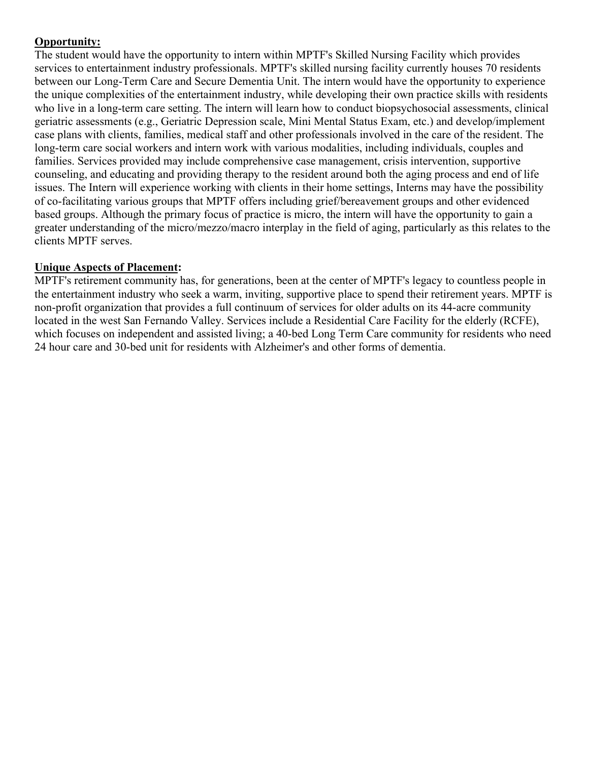**Opportunity:**

The student would have the opportunity to intern within MPTF's Skilled Nursing Facility which provides services to entertainment industry professionals. MPTF's skilled nursing facility currently houses 70 residents between our Long-Term Care and Secure Dementia Unit. The intern would have the opportunity to experience the unique complexities of the entertainment industry, while developing their own practice skills with residents who live in a long-term care setting. The intern will learn how to conduct biopsychosocial assessments, clinical geriatric assessments (e.g., Geriatric Depression scale, Mini Mental Status Exam, etc.) and develop/implement case plans with clients, families, medical staff and other professionals involved in the care of the resident. The long-term care social workers and intern work with various modalities, including individuals, couples and families. Services provided may include comprehensive case management, crisis intervention, supportive counseling, and educating and providing therapy to the resident around both the aging process and end of life issues. The Intern will experience working with clients in their home settings, Interns may have the possibility of co-facilitating various groups that MPTF offers including grief/bereavement groups and other evidenced based groups. Although the primary focus of practice is micro, the intern will have the opportunity to gain a greater understanding of the micro/mezzo/macro interplay in the field of aging, particularly as this relates to the clients MPTF serves.

**Unique Aspects of Placement:**

MPTF's retirement community has, for generations, been at the center of MPTF's legacy to countless people in the entertainment industry who seek a warm, inviting, supportive place to spend their retirement years. MPTF is non-profit organization that provides a full continuum of services for older adults on its 44-acre community located in the west San Fernando Valley. Services include a Residential Care Facility for the elderly (RCFE), which focuses on independent and assisted living; a 40-bed Long Term Care community for residents who need 24 hour care and 30-bed unit for residents with Alzheimer's and other forms of dementia.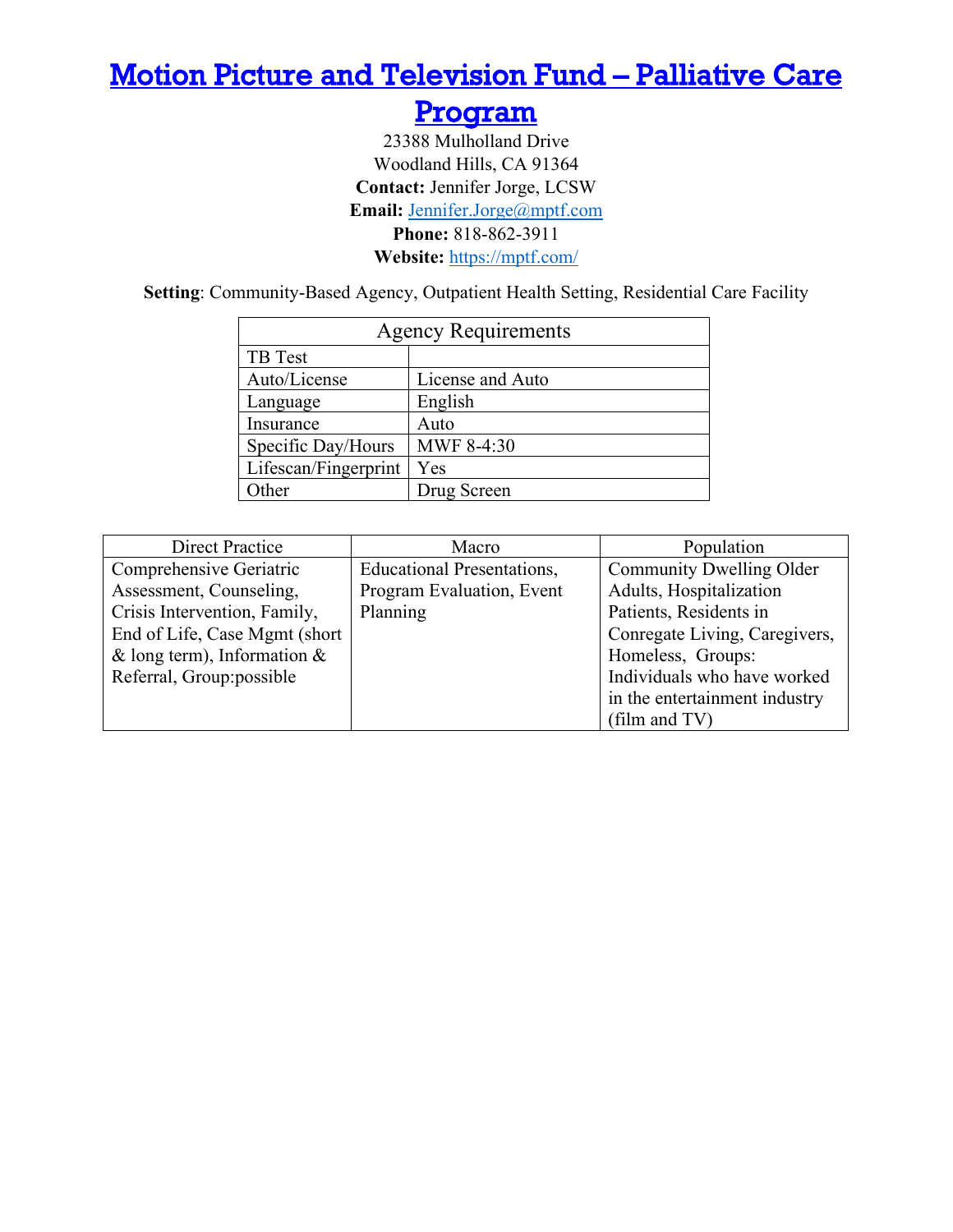# [Motion Picture and Television Fund – Palliative Care Program](https://mptf.com/)

23388 Mulholland Drive
Woodland Hills, CA 91364
**Contact:** Jennifer Jorge, LCSW
**Email:** Jennifer.Jorge@mptf.com
**Phone:** 818-862-3911
**Website:** https://mptf.com/

**Setting**: Community-Based Agency, Outpatient Health Setting, Residential Care Facility

| Agency Requirements | |
|---|---|
| TB Test | |
| Auto/License | License and Auto |
| Language | English |
| Insurance | Auto |
| Specific Day/Hours | MWF 8-4:30 |
| Lifescan/Fingerprint | Yes |
| Other | Drug Screen |

| Direct Practice | Macro | Population |
|---|---|---|
| Comprehensive Geriatric Assessment, Counseling, Crisis Intervention, Family, End of Life, Case Mgmt (short & long term), Information & Referral, Group:possible | Educational Presentations, Program Evaluation, Event Planning | Community Dwelling Older Adults, Hospitalization Patients, Residents in Conregate Living, Caregivers, Homeless, Groups: Individuals who have worked in the entertainment industry (film and TV) |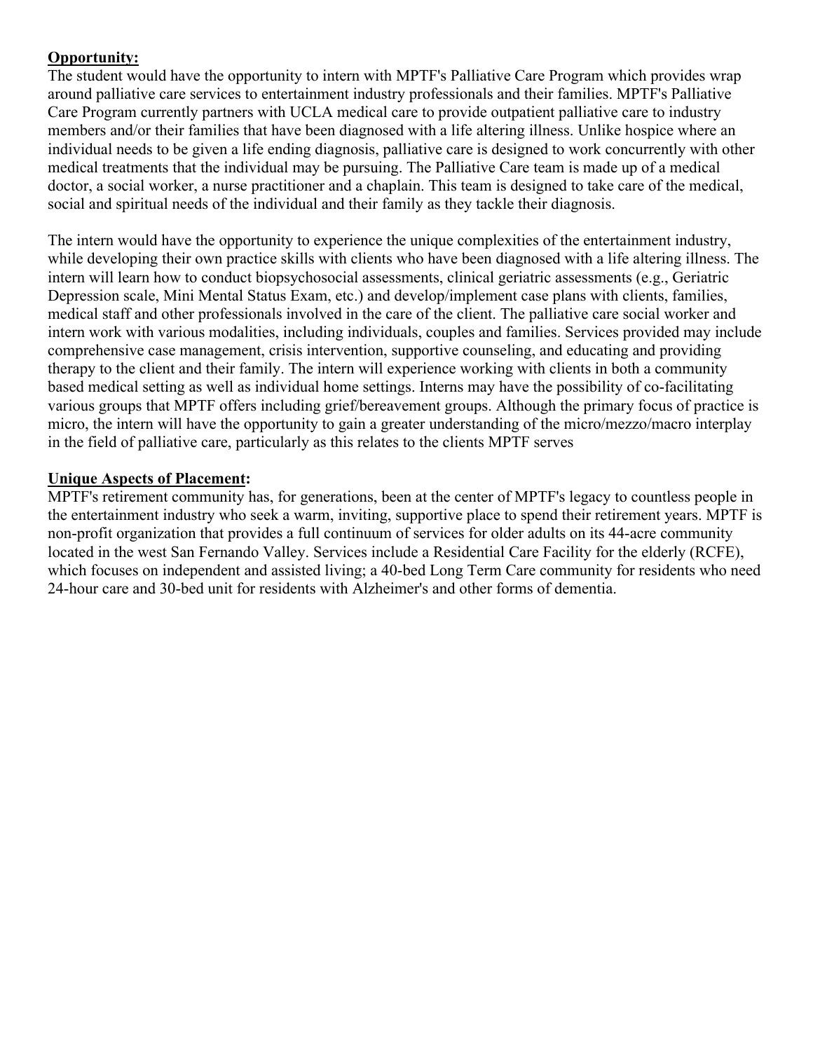**Opportunity:**
The student would have the opportunity to intern with MPTF's Palliative Care Program which provides wrap around palliative care services to entertainment industry professionals and their families. MPTF's Palliative Care Program currently partners with UCLA medical care to provide outpatient palliative care to industry members and/or their families that have been diagnosed with a life altering illness. Unlike hospice where an individual needs to be given a life ending diagnosis, palliative care is designed to work concurrently with other medical treatments that the individual may be pursuing. The Palliative Care team is made up of a medical doctor, a social worker, a nurse practitioner and a chaplain. This team is designed to take care of the medical, social and spiritual needs of the individual and their family as they tackle their diagnosis.

The intern would have the opportunity to experience the unique complexities of the entertainment industry, while developing their own practice skills with clients who have been diagnosed with a life altering illness. The intern will learn how to conduct biopsychosocial assessments, clinical geriatric assessments (e.g., Geriatric Depression scale, Mini Mental Status Exam, etc.) and develop/implement case plans with clients, families, medical staff and other professionals involved in the care of the client. The palliative care social worker and intern work with various modalities, including individuals, couples and families. Services provided may include comprehensive case management, crisis intervention, supportive counseling, and educating and providing therapy to the client and their family. The intern will experience working with clients in both a community based medical setting as well as individual home settings. Interns may have the possibility of co-facilitating various groups that MPTF offers including grief/bereavement groups. Although the primary focus of practice is micro, the intern will have the opportunity to gain a greater understanding of the micro/mezzo/macro interplay in the field of palliative care, particularly as this relates to the clients MPTF serves

**Unique Aspects of Placement:**
MPTF's retirement community has, for generations, been at the center of MPTF's legacy to countless people in the entertainment industry who seek a warm, inviting, supportive place to spend their retirement years. MPTF is non-profit organization that provides a full continuum of services for older adults on its 44-acre community located in the west San Fernando Valley. Services include a Residential Care Facility for the elderly (RCFE), which focuses on independent and assisted living; a 40-bed Long Term Care community for residents who need 24-hour care and 30-bed unit for residents with Alzheimer's and other forms of dementia.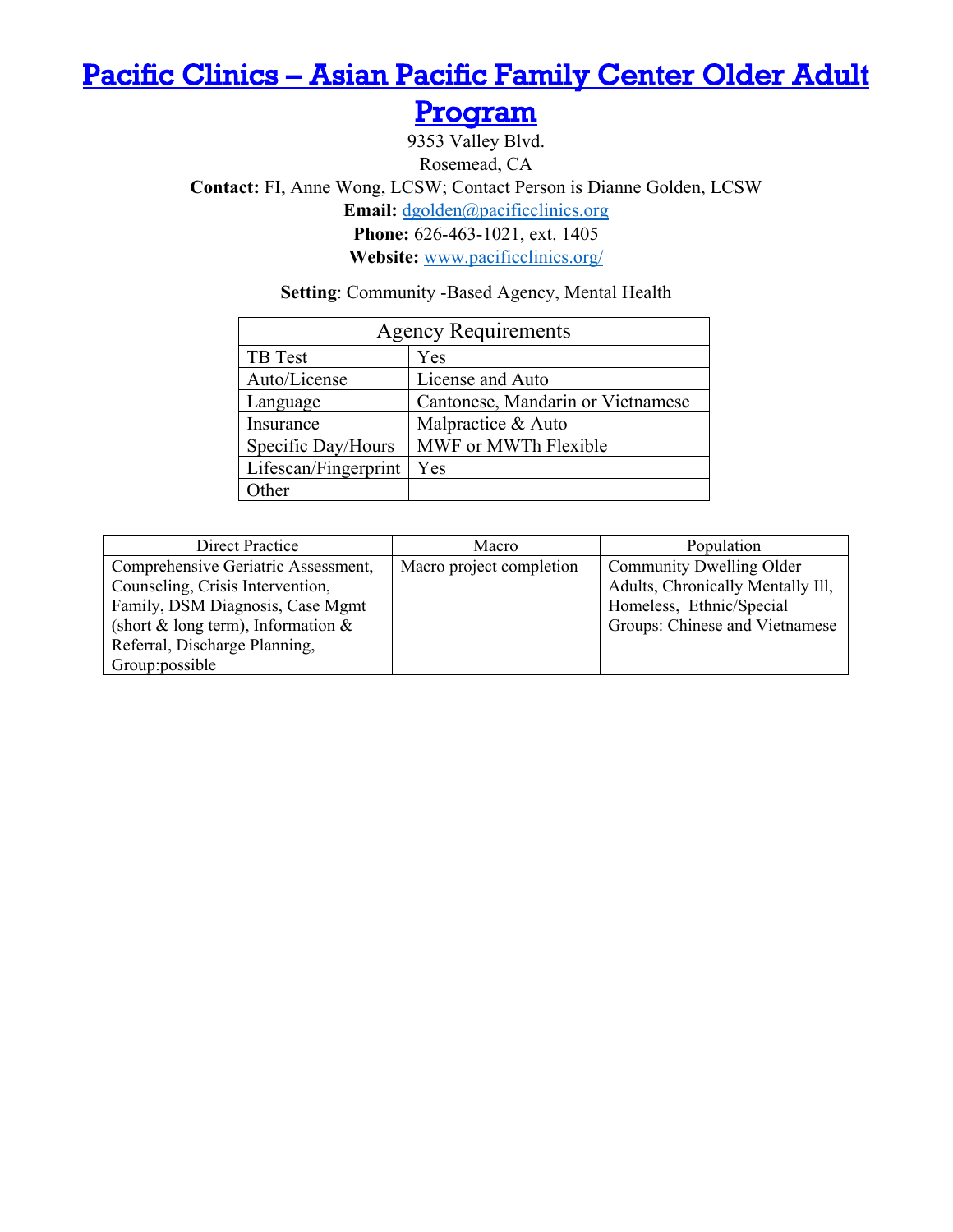# [Pacific Clinics – Asian Pacific Family Center Older Adult Program](http://www.pacificclinics.org/)

9353 Valley Blvd.
Rosemead, CA
**Contact:** FI, Anne Wong, LCSW; Contact Person is Dianne Golden, LCSW
**Email:** dgolden@pacificclinics.org
**Phone:** 626-463-1021, ext. 1405
**Website:** www.pacificclinics.org/

**Setting**: Community -Based Agency, Mental Health

| Agency Requirements | |
|---|---|
| TB Test | Yes |
| Auto/License | License and Auto |
| Language | Cantonese, Mandarin or Vietnamese |
| Insurance | Malpractice & Auto |
| Specific Day/Hours | MWF or MWTh Flexible |
| Lifescan/Fingerprint | Yes |
| Other | |

| Direct Practice | Macro | Population |
|---|---|---|
| Comprehensive Geriatric Assessment, Counseling, Crisis Intervention, Family, DSM Diagnosis, Case Mgmt (short & long term), Information & Referral, Discharge Planning, Group:possible | Macro project completion | Community Dwelling Older Adults, Chronically Mentally Ill, Homeless, Ethnic/Special Groups: Chinese and Vietnamese |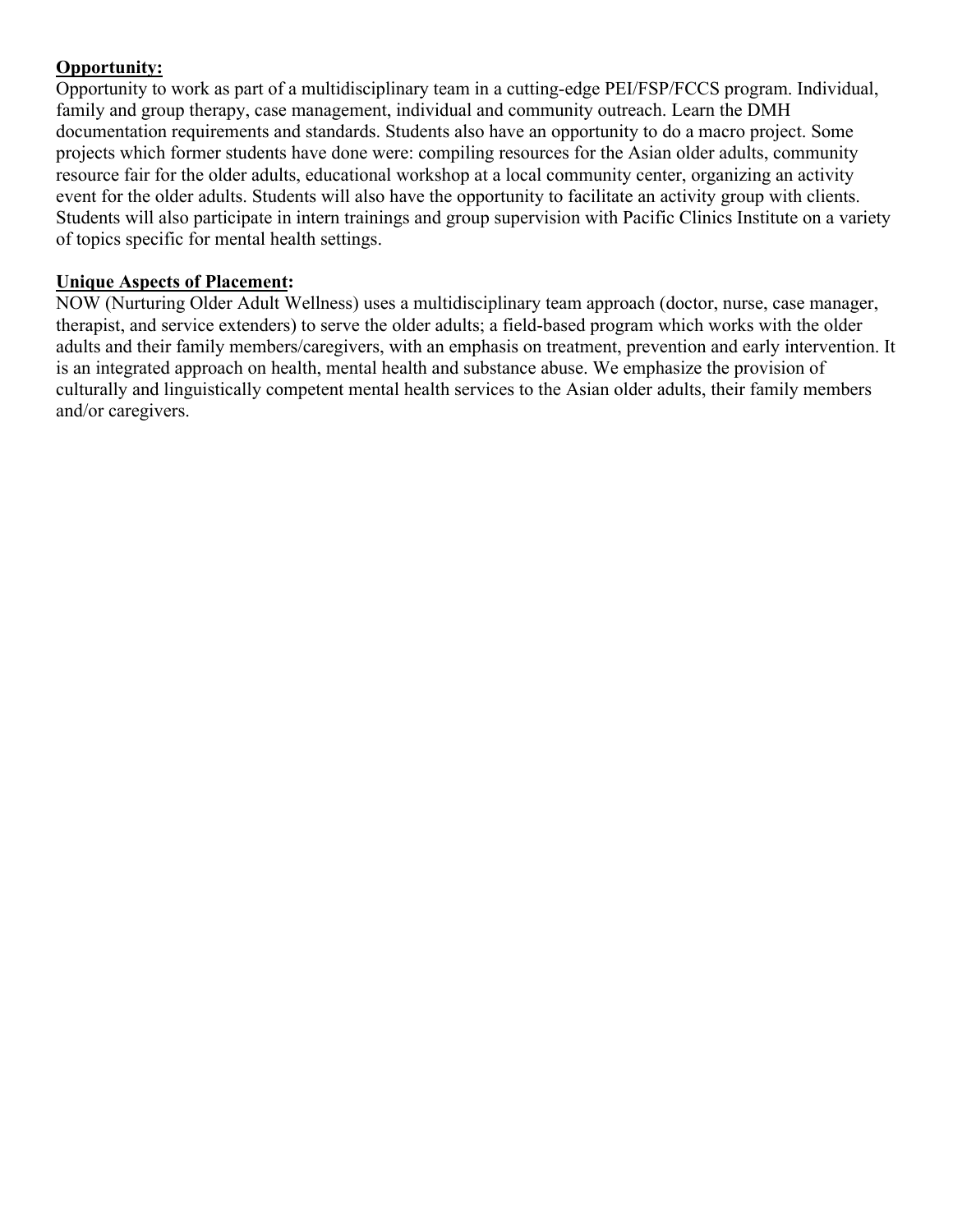**Opportunity:**
Opportunity to work as part of a multidisciplinary team in a cutting-edge PEI/FSP/FCCS program. Individual, family and group therapy, case management, individual and community outreach. Learn the DMH documentation requirements and standards. Students also have an opportunity to do a macro project. Some projects which former students have done were: compiling resources for the Asian older adults, community resource fair for the older adults, educational workshop at a local community center, organizing an activity event for the older adults. Students will also have the opportunity to facilitate an activity group with clients. Students will also participate in intern trainings and group supervision with Pacific Clinics Institute on a variety of topics specific for mental health settings.

**Unique Aspects of Placement:**
NOW (Nurturing Older Adult Wellness) uses a multidisciplinary team approach (doctor, nurse, case manager, therapist, and service extenders) to serve the older adults; a field-based program which works with the older adults and their family members/caregivers, with an emphasis on treatment, prevention and early intervention. It is an integrated approach on health, mental health and substance abuse. We emphasize the provision of culturally and linguistically competent mental health services to the Asian older adults, their family members and/or caregivers.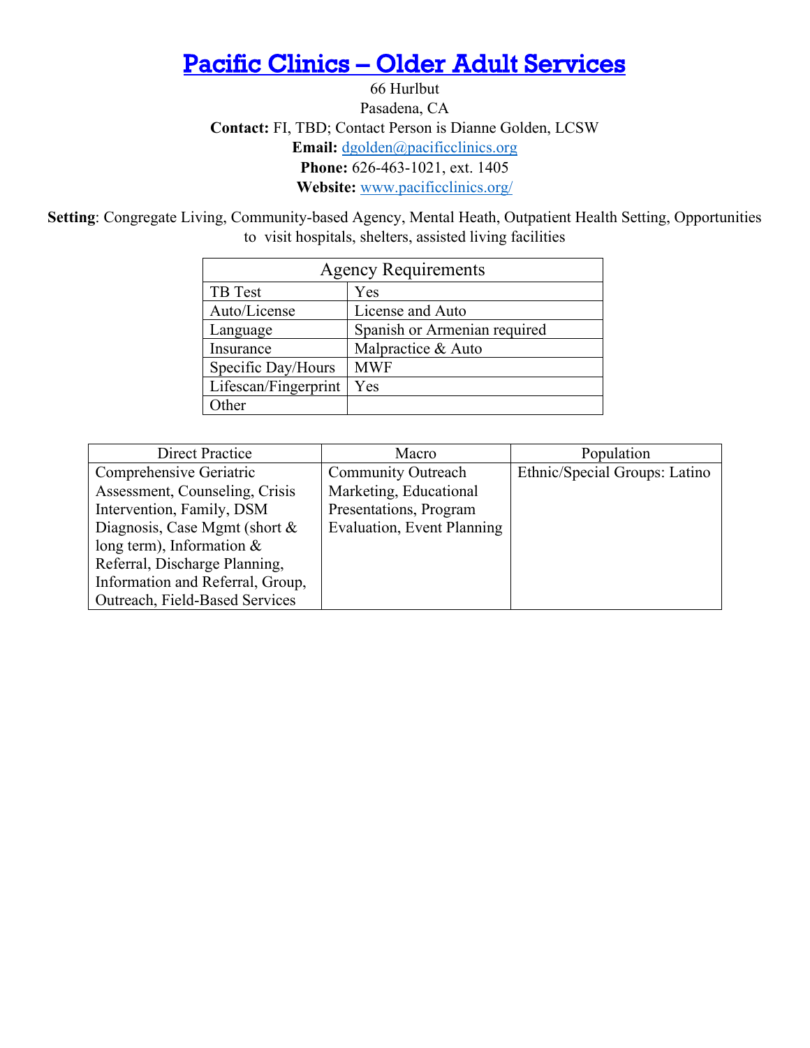# Pacific Clinics – Older Adult Services

66 Hurlbut
Pasadena, CA
**Contact:** FI, TBD; Contact Person is Dianne Golden, LCSW
**Email:** dgolden@pacificclinics.org
**Phone:** 626-463-1021, ext. 1405
**Website:** www.pacificclinics.org/

**Setting**: Congregate Living, Community-based Agency, Mental Heath, Outpatient Health Setting, Opportunities to visit hospitals, shelters, assisted living facilities

| Agency Requirements | |
|---|---|
| TB Test | Yes |
| Auto/License | License and Auto |
| Language | Spanish or Armenian required |
| Insurance | Malpractice & Auto |
| Specific Day/Hours | MWF |
| Lifescan/Fingerprint | Yes |
| Other | |

| Direct Practice | Macro | Population |
|---|---|---|
| Comprehensive Geriatric Assessment, Counseling, Crisis Intervention, Family, DSM Diagnosis, Case Mgmt (short & long term), Information & Referral, Discharge Planning, Information and Referral, Group, Outreach, Field-Based Services | Community Outreach Marketing, Educational Presentations, Program Evaluation, Event Planning | Ethnic/Special Groups: Latino |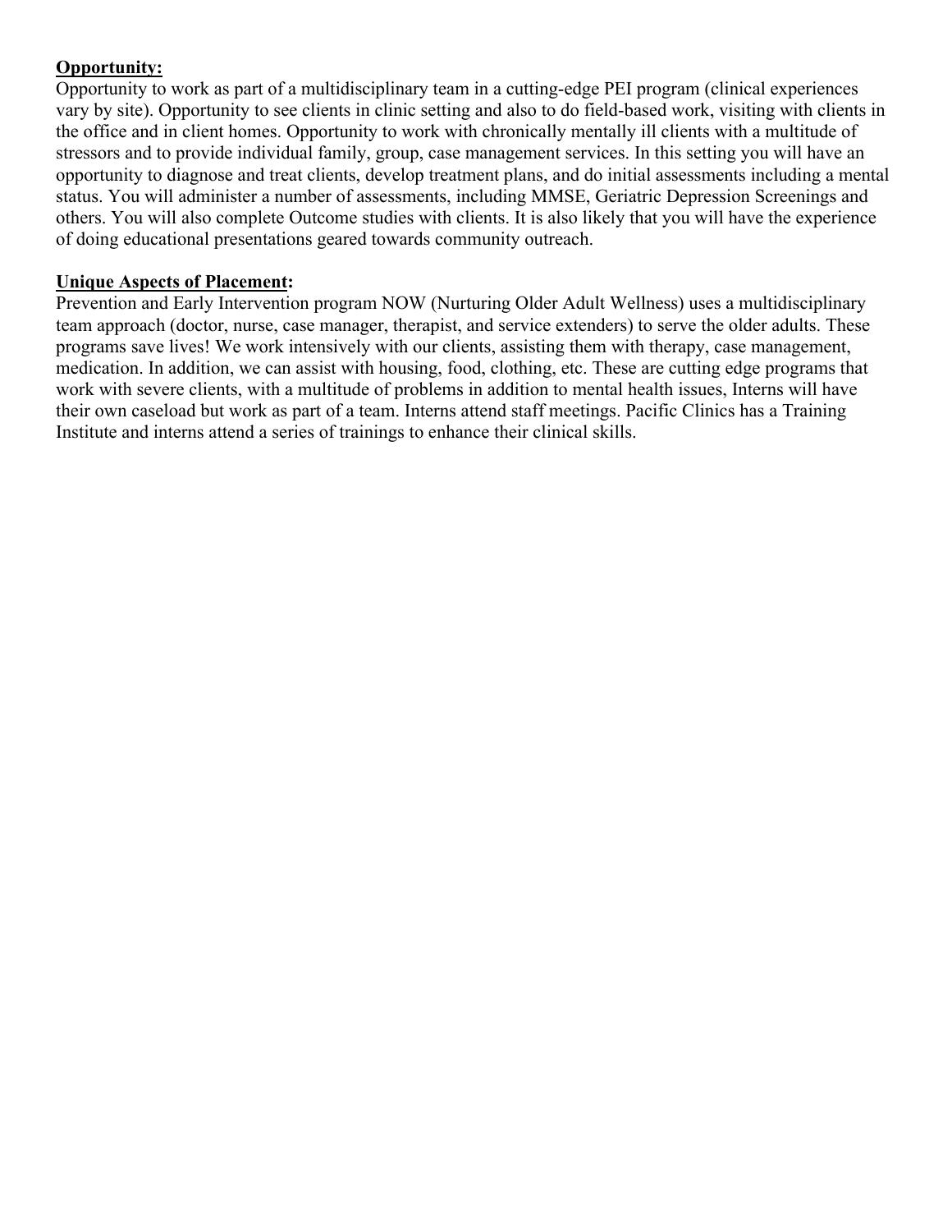**Opportunity:**

Opportunity to work as part of a multidisciplinary team in a cutting-edge PEI program (clinical experiences vary by site). Opportunity to see clients in clinic setting and also to do field-based work, visiting with clients in the office and in client homes. Opportunity to work with chronically mentally ill clients with a multitude of stressors and to provide individual family, group, case management services. In this setting you will have an opportunity to diagnose and treat clients, develop treatment plans, and do initial assessments including a mental status. You will administer a number of assessments, including MMSE, Geriatric Depression Screenings and others. You will also complete Outcome studies with clients. It is also likely that you will have the experience of doing educational presentations geared towards community outreach.

**Unique Aspects of Placement:**

Prevention and Early Intervention program NOW (Nurturing Older Adult Wellness) uses a multidisciplinary team approach (doctor, nurse, case manager, therapist, and service extenders) to serve the older adults. These programs save lives! We work intensively with our clients, assisting them with therapy, case management, medication. In addition, we can assist with housing, food, clothing, etc. These are cutting edge programs that work with severe clients, with a multitude of problems in addition to mental health issues, Interns will have their own caseload but work as part of a team. Interns attend staff meetings. Pacific Clinics has a Training Institute and interns attend a series of trainings to enhance their clinical skills.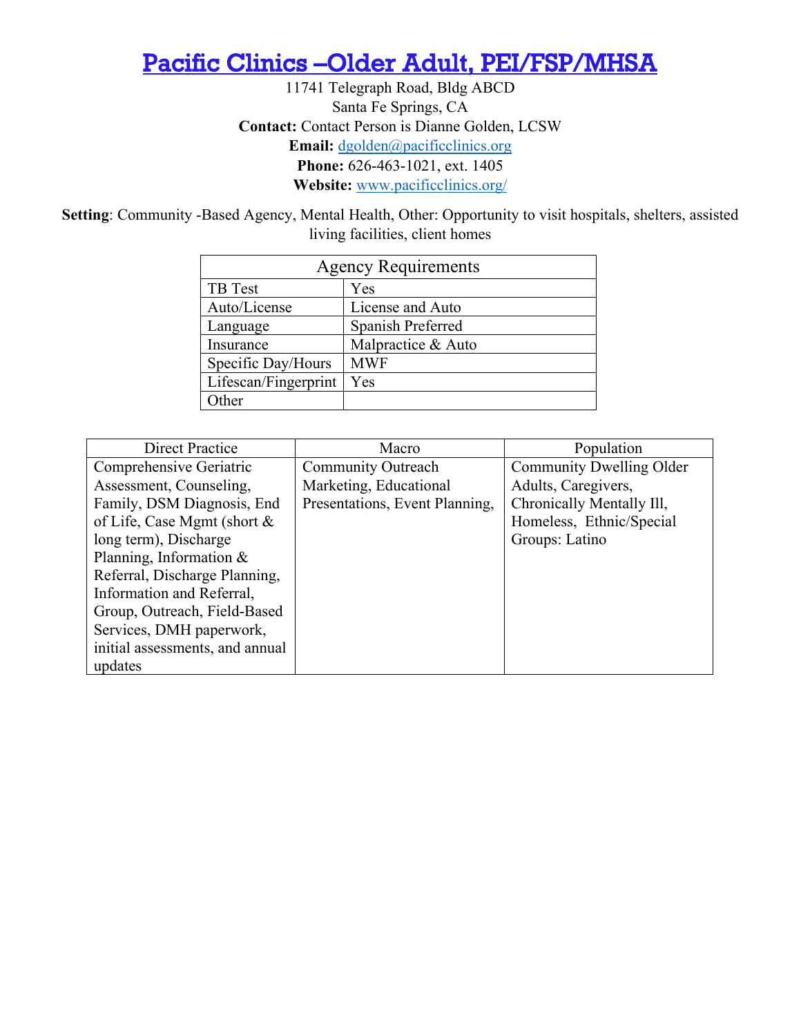# [Pacific Clinics –Older Adult, PEI/FSP/MHSA](http://www.pacificclinics.org/)

11741 Telegraph Road, Bldg ABCD
Santa Fe Springs, CA
**Contact:** Contact Person is Dianne Golden, LCSW
**Email:** [dgolden@pacificclinics.org](mailto:dgolden@pacificclinics.org)
**Phone:** 626-463-1021, ext. 1405
**Website:** [www.pacificclinics.org/](http://www.pacificclinics.org/)

**Setting**: Community -Based Agency, Mental Health, Other: Opportunity to visit hospitals, shelters, assisted living facilities, client homes

| Agency Requirements | |
|---|---|
| TB Test | Yes |
| Auto/License | License and Auto |
| Language | Spanish Preferred |
| Insurance | Malpractice & Auto |
| Specific Day/Hours | MWF |
| Lifescan/Fingerprint | Yes |
| Other | |

| Direct Practice | Macro | Population |
|---|---|---|
| Comprehensive Geriatric Assessment, Counseling, Family, DSM Diagnosis, End of Life, Case Mgmt (short & long term), Discharge Planning, Information & Referral, Discharge Planning, Information and Referral, Group, Outreach, Field-Based Services, DMH paperwork, initial assessments, and annual updates | Community Outreach Marketing, Educational Presentations, Event Planning, | Community Dwelling Older Adults, Caregivers, Chronically Mentally Ill, Homeless, Ethnic/Special Groups: Latino |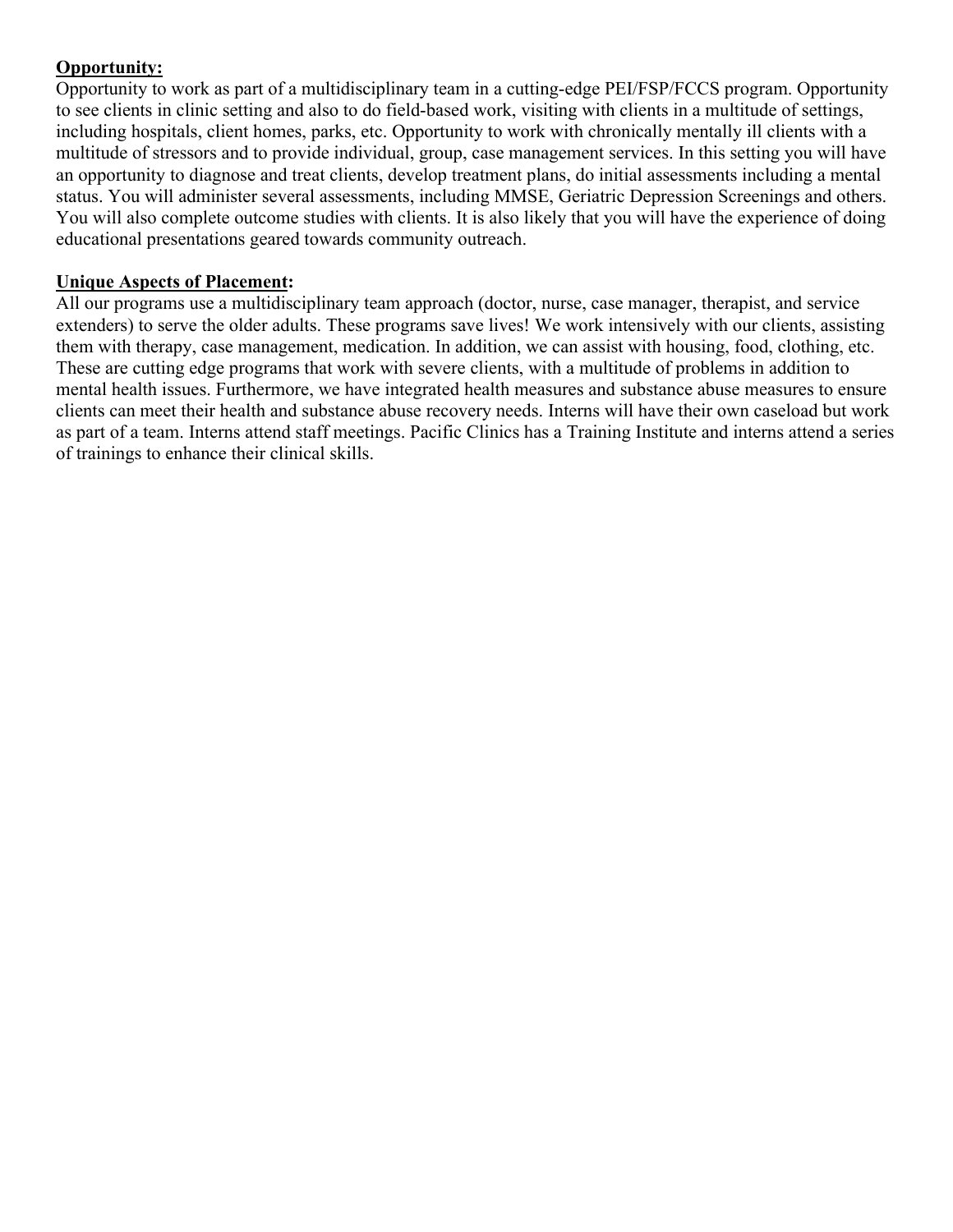**Opportunity:**
Opportunity to work as part of a multidisciplinary team in a cutting-edge PEI/FSP/FCCS program. Opportunity to see clients in clinic setting and also to do field-based work, visiting with clients in a multitude of settings, including hospitals, client homes, parks, etc. Opportunity to work with chronically mentally ill clients with a multitude of stressors and to provide individual, group, case management services. In this setting you will have an opportunity to diagnose and treat clients, develop treatment plans, do initial assessments including a mental status. You will administer several assessments, including MMSE, Geriatric Depression Screenings and others. You will also complete outcome studies with clients. It is also likely that you will have the experience of doing educational presentations geared towards community outreach.

**Unique Aspects of Placement:**
All our programs use a multidisciplinary team approach (doctor, nurse, case manager, therapist, and service extenders) to serve the older adults. These programs save lives! We work intensively with our clients, assisting them with therapy, case management, medication. In addition, we can assist with housing, food, clothing, etc. These are cutting edge programs that work with severe clients, with a multitude of problems in addition to mental health issues. Furthermore, we have integrated health measures and substance abuse measures to ensure clients can meet their health and substance abuse recovery needs. Interns will have their own caseload but work as part of a team. Interns attend staff meetings. Pacific Clinics has a Training Institute and interns attend a series of trainings to enhance their clinical skills.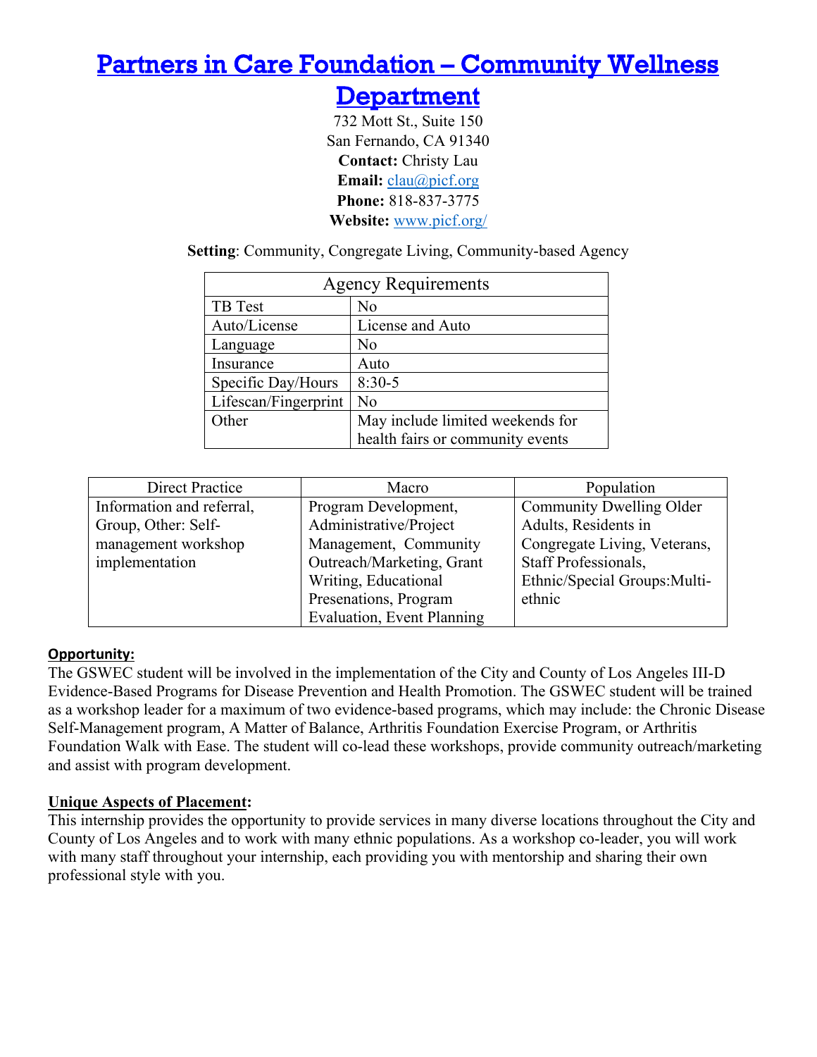# [Partners in Care Foundation – Community Wellness Department](http://www.picf.org/)

732 Mott St., Suite 150
San Fernando, CA 91340
**Contact:** Christy Lau
**Email:** clau@picf.org
**Phone:** 818-837-3775
**Website:** www.picf.org/

**Setting**: Community, Congregate Living, Community-based Agency

| Agency Requirements | |
|---|---|
| TB Test | No |
| Auto/License | License and Auto |
| Language | No |
| Insurance | Auto |
| Specific Day/Hours | 8:30-5 |
| Lifescan/Fingerprint | No |
| Other | May include limited weekends for health fairs or community events |

| Direct Practice | Macro | Population |
|---|---|---|
| Information and referral, Group, Other: Self-management workshop implementation | Program Development, Administrative/Project Management, Community Outreach/Marketing, Grant Writing, Educational Presenations, Program Evaluation, Event Planning | Community Dwelling Older Adults, Residents in Congregate Living, Veterans, Staff Professionals, Ethnic/Special Groups:Multi-ethnic |

**Opportunity:**

The GSWEC student will be involved in the implementation of the City and County of Los Angeles III-D Evidence-Based Programs for Disease Prevention and Health Promotion. The GSWEC student will be trained as a workshop leader for a maximum of two evidence-based programs, which may include: the Chronic Disease Self-Management program, A Matter of Balance, Arthritis Foundation Exercise Program, or Arthritis Foundation Walk with Ease. The student will co-lead these workshops, provide community outreach/marketing and assist with program development.

**Unique Aspects of Placement:**

This internship provides the opportunity to provide services in many diverse locations throughout the City and County of Los Angeles and to work with many ethnic populations. As a workshop co-leader, you will work with many staff throughout your internship, each providing you with mentorship and sharing their own professional style with you.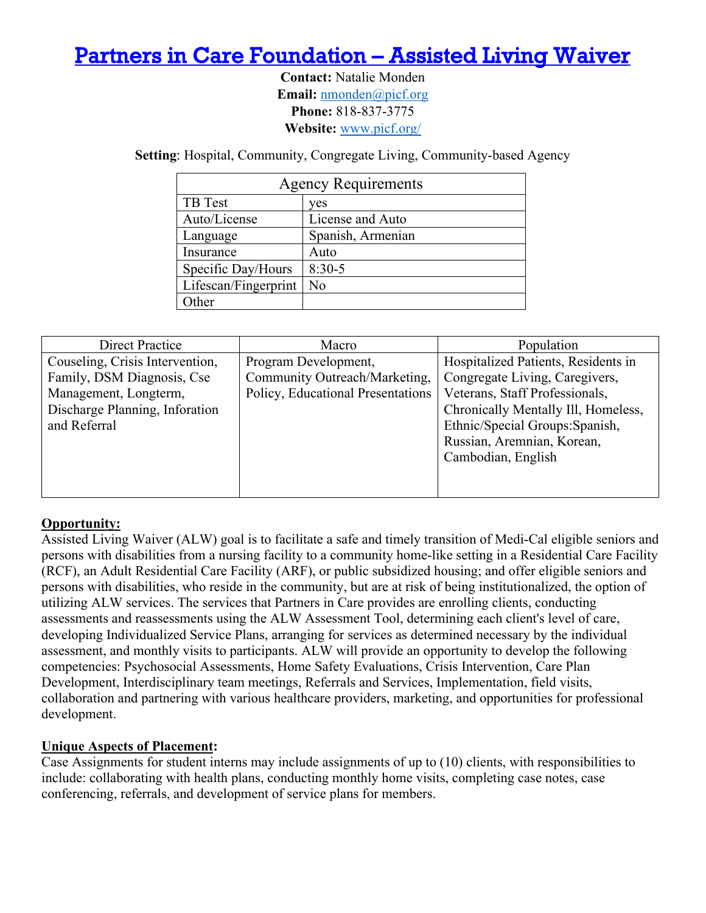# Partners in Care Foundation – Assisted Living Waiver

**Contact:** Natalie Monden
**Email:** nmonden@picf.org
**Phone:** 818-837-3775
**Website:** www.picf.org/

**Setting**: Hospital, Community, Congregate Living, Community-based Agency

| Agency Requirements | |
|---|---|
| TB Test | yes |
| Auto/License | License and Auto |
| Language | Spanish, Armenian |
| Insurance | Auto |
| Specific Day/Hours | 8:30-5 |
| Lifescan/Fingerprint | No |
| Other | |

| Direct Practice | Macro | Population |
|---|---|---|
| Couseling, Crisis Intervention, Family, DSM Diagnosis, Cse Management, Longterm, Discharge Planning, Inforation and Referral | Program Development, Community Outreach/Marketing, Policy, Educational Presentations | Hospitalized Patients, Residents in Congregate Living, Caregivers, Veterans, Staff Professionals, Chronically Mentally Ill, Homeless, Ethnic/Special Groups:Spanish, Russian, Aremnian, Korean, Cambodian, English |

**Opportunity:**
Assisted Living Waiver (ALW) goal is to facilitate a safe and timely transition of Medi-Cal eligible seniors and persons with disabilities from a nursing facility to a community home-like setting in a Residential Care Facility (RCF), an Adult Residential Care Facility (ARF), or public subsidized housing; and offer eligible seniors and persons with disabilities, who reside in the community, but are at risk of being institutionalized, the option of utilizing ALW services. The services that Partners in Care provides are enrolling clients, conducting assessments and reassessments using the ALW Assessment Tool, determining each client's level of care, developing Individualized Service Plans, arranging for services as determined necessary by the individual assessment, and monthly visits to participants. ALW will provide an opportunity to develop the following competencies: Psychosocial Assessments, Home Safety Evaluations, Crisis Intervention, Care Plan Development, Interdisciplinary team meetings, Referrals and Services, Implementation, field visits, collaboration and partnering with various healthcare providers, marketing, and opportunities for professional development.

**Unique Aspects of Placement:**
Case Assignments for student interns may include assignments of up to (10) clients, with responsibilities to include: collaborating with health plans, conducting monthly home visits, completing case notes, case conferencing, referrals, and development of service plans for members.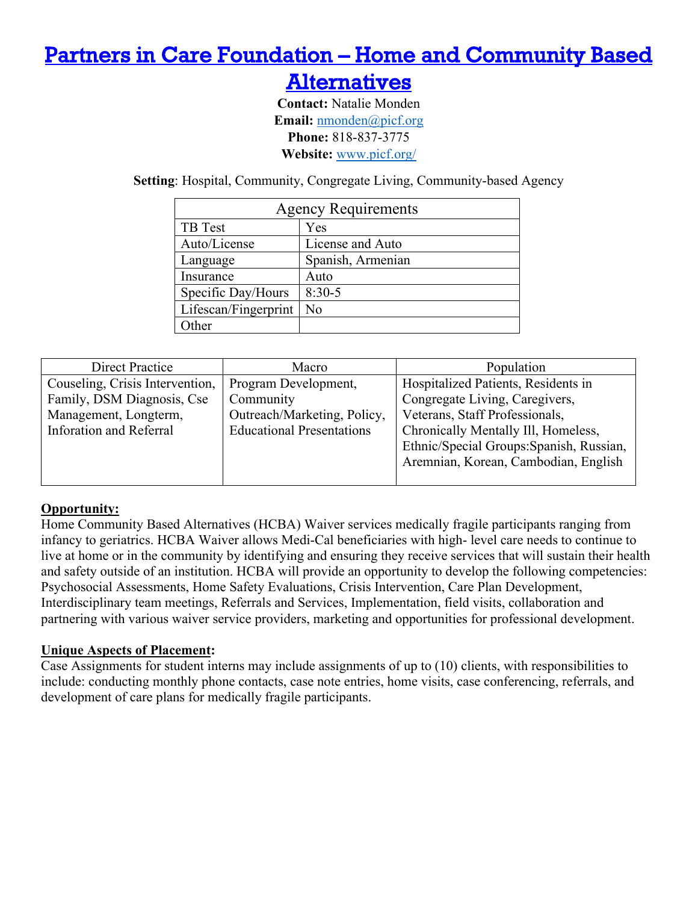# [Partners in Care Foundation – Home and Community Based Alternatives](www.picf.org/)

**Contact:** Natalie Monden
**Email:** [nmonden@picf.org](mailto:nmonden@picf.org)
**Phone:** 818-837-3775
**Website:** [www.picf.org/](www.picf.org/)

**Setting**: Hospital, Community, Congregate Living, Community-based Agency

| Agency Requirements | |
|---|---|
| TB Test | Yes |
| Auto/License | License and Auto |
| Language | Spanish, Armenian |
| Insurance | Auto |
| Specific Day/Hours | 8:30-5 |
| Lifescan/Fingerprint | No |
| Other | |

| Direct Practice | Macro | Population |
|---|---|---|
| Couseling, Crisis Intervention, Family, DSM Diagnosis, Cse Management, Longterm, Inforation and Referral | Program Development, Community Outreach/Marketing, Policy, Educational Presentations | Hospitalized Patients, Residents in Congregate Living, Caregivers, Veterans, Staff Professionals, Chronically Mentally Ill, Homeless, Ethnic/Special Groups:Spanish, Russian, Aremnian, Korean, Cambodian, English |

**Opportunity:**
Home Community Based Alternatives (HCBA) Waiver services medically fragile participants ranging from infancy to geriatrics. HCBA Waiver allows Medi-Cal beneficiaries with high- level care needs to continue to live at home or in the community by identifying and ensuring they receive services that will sustain their health and safety outside of an institution. HCBA will provide an opportunity to develop the following competencies: Psychosocial Assessments, Home Safety Evaluations, Crisis Intervention, Care Plan Development, Interdisciplinary team meetings, Referrals and Services, Implementation, field visits, collaboration and partnering with various waiver service providers, marketing and opportunities for professional development.

**Unique Aspects of Placement:**
Case Assignments for student interns may include assignments of up to (10) clients, with responsibilities to include: conducting monthly phone contacts, case note entries, home visits, case conferencing, referrals, and development of care plans for medically fragile participants.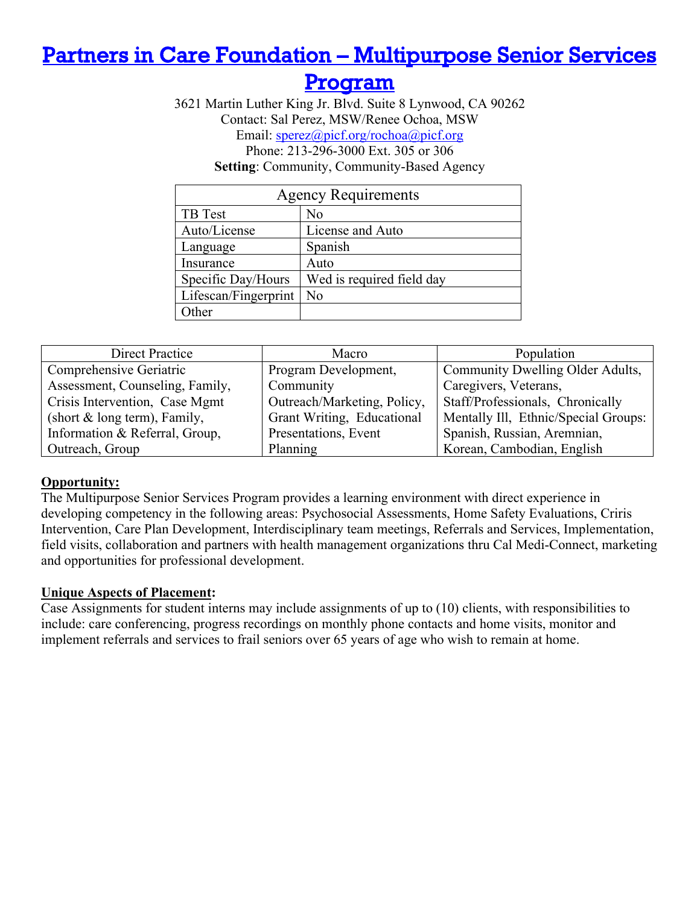# Partners in Care Foundation – Multipurpose Senior Services Program

3621 Martin Luther King Jr. Blvd. Suite 8 Lynwood, CA 90262
Contact: Sal Perez, MSW/Renee Ochoa, MSW
Email: sperez@picf.org/rochoa@picf.org
Phone: 213-296-3000 Ext. 305 or 306
**Setting**: Community, Community-Based Agency

| Agency Requirements | |
|---|---|
| TB Test | No |
| Auto/License | License and Auto |
| Language | Spanish |
| Insurance | Auto |
| Specific Day/Hours | Wed is required field day |
| Lifescan/Fingerprint | No |
| Other | |

| Direct Practice | Macro | Population |
|---|---|---|
| Comprehensive Geriatric Assessment, Counseling, Family, Crisis Intervention, Case Mgmt (short & long term), Family, Information & Referral, Group, Outreach, Group | Program Development, Community Outreach/Marketing, Policy, Grant Writing, Educational Presentations, Event Planning | Community Dwelling Older Adults, Caregivers, Veterans, Staff/Professionals, Chronically Mentally Ill, Ethnic/Special Groups: Spanish, Russian, Aremnian, Korean, Cambodian, English |

**Opportunity:**

The Multipurpose Senior Services Program provides a learning environment with direct experience in developing competency in the following areas: Psychosocial Assessments, Home Safety Evaluations, Criris Intervention, Care Plan Development, Interdisciplinary team meetings, Referrals and Services, Implementation, field visits, collaboration and partners with health management organizations thru Cal Medi-Connect, marketing and opportunities for professional development.

**Unique Aspects of Placement:**

Case Assignments for student interns may include assignments of up to (10) clients, with responsibilities to include: care conferencing, progress recordings on monthly phone contacts and home visits, monitor and implement referrals and services to frail seniors over 65 years of age who wish to remain at home.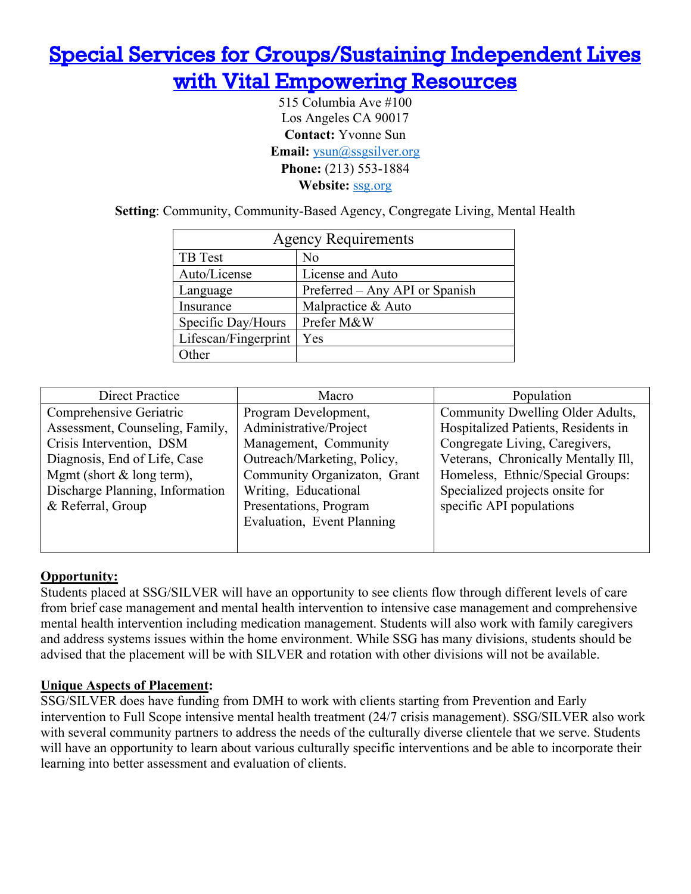# Special Services for Groups/Sustaining Independent Lives with Vital Empowering Resources

515 Columbia Ave #100
Los Angeles CA 90017
**Contact:** Yvonne Sun
**Email:** ysun@ssgsilver.org
**Phone:** (213) 553-1884
**Website:** ssg.org

**Setting**: Community, Community-Based Agency, Congregate Living, Mental Health

| Agency Requirements | |
|---|---|
| TB Test | No |
| Auto/License | License and Auto |
| Language | Preferred – Any API or Spanish |
| Insurance | Malpractice & Auto |
| Specific Day/Hours | Prefer M&W |
| Lifescan/Fingerprint | Yes |
| Other | |

| Direct Practice | Macro | Population |
|---|---|---|
| Comprehensive Geriatric Assessment, Counseling, Family, Crisis Intervention, DSM Diagnosis, End of Life, Case Mgmt (short & long term), Discharge Planning, Information & Referral, Group | Program Development, Administrative/Project Management, Community Outreach/Marketing, Policy, Community Organizaton, Grant Writing, Educational Presentations, Program Evaluation, Event Planning | Community Dwelling Older Adults, Hospitalized Patients, Residents in Congregate Living, Caregivers, Veterans, Chronically Mentally Ill, Homeless, Ethnic/Special Groups: Specialized projects onsite for specific API populations |

**Opportunity:**

Students placed at SSG/SILVER will have an opportunity to see clients flow through different levels of care from brief case management and mental health intervention to intensive case management and comprehensive mental health intervention including medication management. Students will also work with family caregivers and address systems issues within the home environment. While SSG has many divisions, students should be advised that the placement will be with SILVER and rotation with other divisions will not be available.

**Unique Aspects of Placement:**

SSG/SILVER does have funding from DMH to work with clients starting from Prevention and Early intervention to Full Scope intensive mental health treatment (24/7 crisis management). SSG/SILVER also work with several community partners to address the needs of the culturally diverse clientele that we serve. Students will have an opportunity to learn about various culturally specific interventions and be able to incorporate their learning into better assessment and evaluation of clients.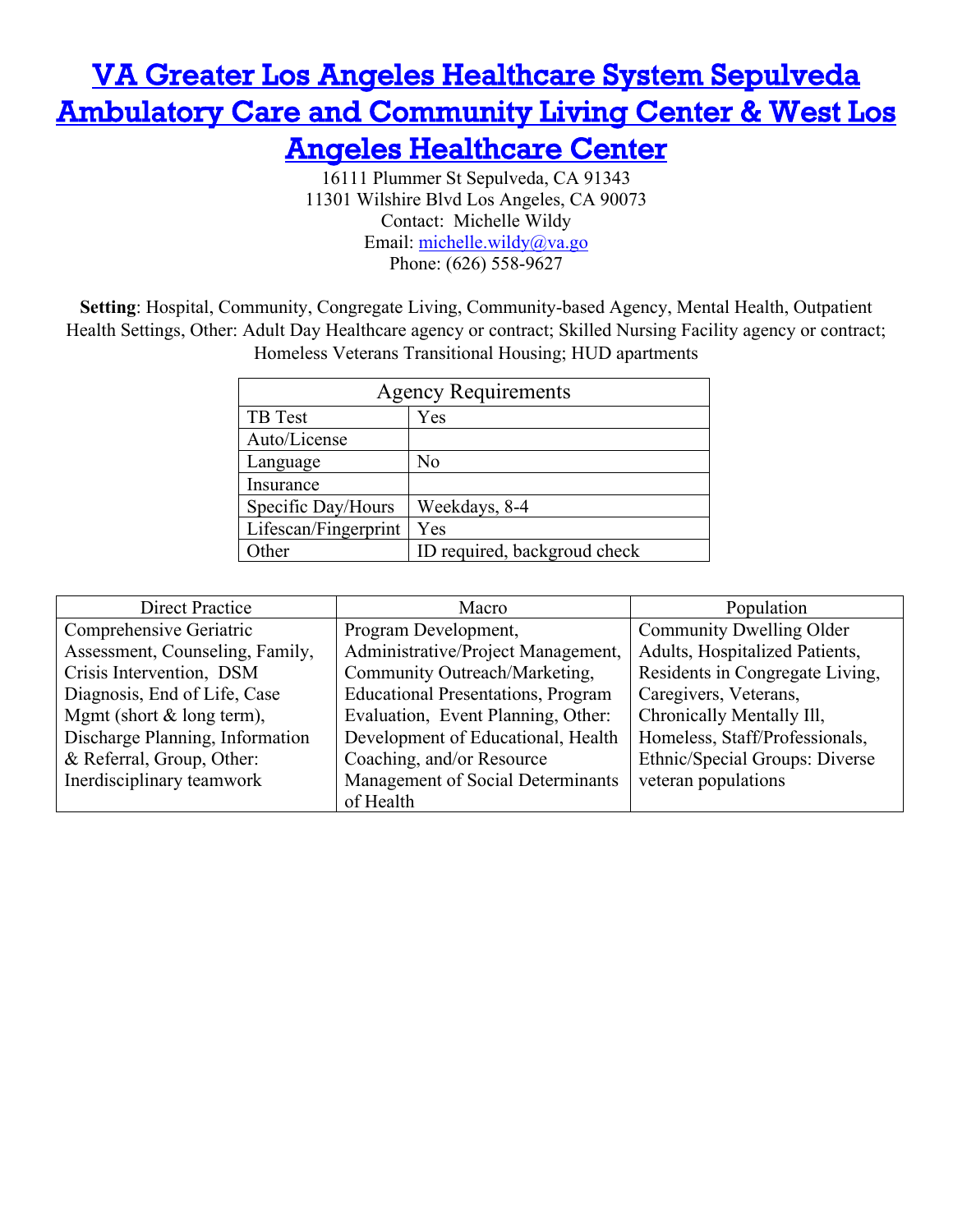# VA Greater Los Angeles Healthcare System Sepulveda Ambulatory Care and Community Living Center & West Los Angeles Healthcare Center

16111 Plummer St Sepulveda, CA 91343
11301 Wilshire Blvd Los Angeles, CA 90073
Contact: Michelle Wildy
Email: michelle.wildy@va.go
Phone: (626) 558-9627

**Setting**: Hospital, Community, Congregate Living, Community-based Agency, Mental Health, Outpatient Health Settings, Other: Adult Day Healthcare agency or contract; Skilled Nursing Facility agency or contract; Homeless Veterans Transitional Housing; HUD apartments

| Agency Requirements | |
|---|---|
| TB Test | Yes |
| Auto/License | |
| Language | No |
| Insurance | |
| Specific Day/Hours | Weekdays, 8-4 |
| Lifescan/Fingerprint | Yes |
| Other | ID required, backgroud check |

| Direct Practice | Macro | Population |
|---|---|---|
| Comprehensive Geriatric Assessment, Counseling, Family, Crisis Intervention, DSM Diagnosis, End of Life, Case Mgmt (short & long term), Discharge Planning, Information & Referral, Group, Other: Inerdisciplinary teamwork | Program Development, Administrative/Project Management, Community Outreach/Marketing, Educational Presentations, Program Evaluation, Event Planning, Other: Development of Educational, Health Coaching, and/or Resource Management of Social Determinants of Health | Community Dwelling Older Adults, Hospitalized Patients, Residents in Congregate Living, Caregivers, Veterans, Chronically Mentally Ill, Homeless, Staff/Professionals, Ethnic/Special Groups: Diverse veteran populations |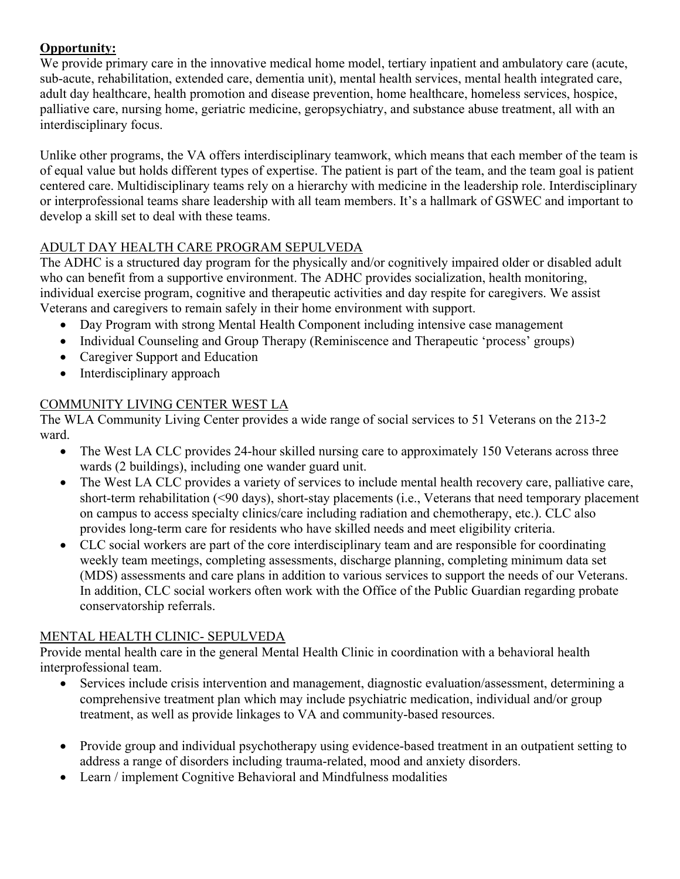**Opportunity:**

We provide primary care in the innovative medical home model, tertiary inpatient and ambulatory care (acute, sub-acute, rehabilitation, extended care, dementia unit), mental health services, mental health integrated care, adult day healthcare, health promotion and disease prevention, home healthcare, homeless services, hospice, palliative care, nursing home, geriatric medicine, geropsychiatry, and substance abuse treatment, all with an interdisciplinary focus.

Unlike other programs, the VA offers interdisciplinary teamwork, which means that each member of the team is of equal value but holds different types of expertise. The patient is part of the team, and the team goal is patient centered care. Multidisciplinary teams rely on a hierarchy with medicine in the leadership role. Interdisciplinary or interprofessional teams share leadership with all team members. It's a hallmark of GSWEC and important to develop a skill set to deal with these teams.

<u>ADULT DAY HEALTH CARE PROGRAM SEPULVEDA</u>

The ADHC is a structured day program for the physically and/or cognitively impaired older or disabled adult who can benefit from a supportive environment. The ADHC provides socialization, health monitoring, individual exercise program, cognitive and therapeutic activities and day respite for caregivers. We assist Veterans and caregivers to remain safely in their home environment with support.

- Day Program with strong Mental Health Component including intensive case management
- Individual Counseling and Group Therapy (Reminiscence and Therapeutic 'process' groups)
- Caregiver Support and Education
- Interdisciplinary approach

<u>COMMUNITY LIVING CENTER WEST LA</u>

The WLA Community Living Center provides a wide range of social services to 51 Veterans on the 213-2 ward.

- The West LA CLC provides 24-hour skilled nursing care to approximately 150 Veterans across three wards (2 buildings), including one wander guard unit.
- The West LA CLC provides a variety of services to include mental health recovery care, palliative care, short-term rehabilitation (<90 days), short-stay placements (i.e., Veterans that need temporary placement on campus to access specialty clinics/care including radiation and chemotherapy, etc.). CLC also provides long-term care for residents who have skilled needs and meet eligibility criteria.
- CLC social workers are part of the core interdisciplinary team and are responsible for coordinating weekly team meetings, completing assessments, discharge planning, completing minimum data set (MDS) assessments and care plans in addition to various services to support the needs of our Veterans. In addition, CLC social workers often work with the Office of the Public Guardian regarding probate conservatorship referrals.

<u>MENTAL HEALTH CLINIC- SEPULVEDA</u>

Provide mental health care in the general Mental Health Clinic in coordination with a behavioral health interprofessional team.

- Services include crisis intervention and management, diagnostic evaluation/assessment, determining a comprehensive treatment plan which may include psychiatric medication, individual and/or group treatment, as well as provide linkages to VA and community-based resources.
- Provide group and individual psychotherapy using evidence-based treatment in an outpatient setting to address a range of disorders including trauma-related, mood and anxiety disorders.
- Learn / implement Cognitive Behavioral and Mindfulness modalities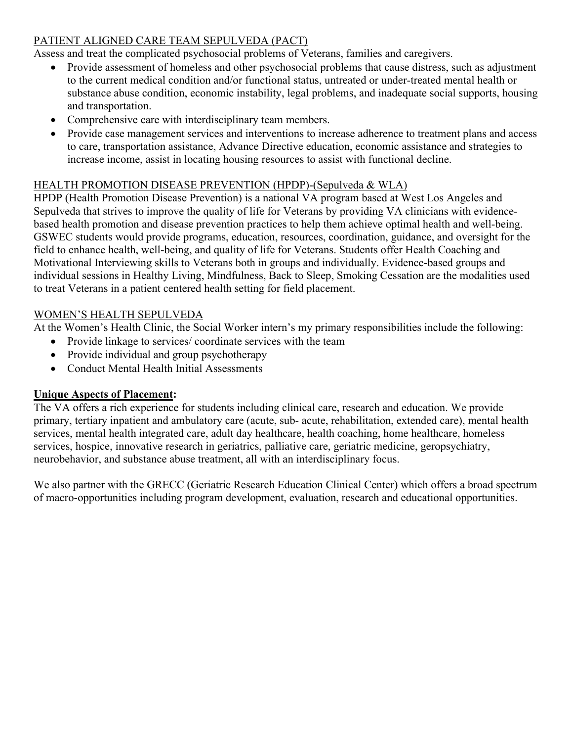PATIENT ALIGNED CARE TEAM SEPULVEDA (PACT)

Assess and treat the complicated psychosocial problems of Veterans, families and caregivers.

- Provide assessment of homeless and other psychosocial problems that cause distress, such as adjustment to the current medical condition and/or functional status, untreated or under-treated mental health or substance abuse condition, economic instability, legal problems, and inadequate social supports, housing and transportation.
- Comprehensive care with interdisciplinary team members.
- Provide case management services and interventions to increase adherence to treatment plans and access to care, transportation assistance, Advance Directive education, economic assistance and strategies to increase income, assist in locating housing resources to assist with functional decline.

HEALTH PROMOTION DISEASE PREVENTION (HPDP)-(Sepulveda & WLA)

HPDP (Health Promotion Disease Prevention) is a national VA program based at West Los Angeles and Sepulveda that strives to improve the quality of life for Veterans by providing VA clinicians with evidence-based health promotion and disease prevention practices to help them achieve optimal health and well-being. GSWEC students would provide programs, education, resources, coordination, guidance, and oversight for the field to enhance health, well-being, and quality of life for Veterans. Students offer Health Coaching and Motivational Interviewing skills to Veterans both in groups and individually. Evidence-based groups and individual sessions in Healthy Living, Mindfulness, Back to Sleep, Smoking Cessation are the modalities used to treat Veterans in a patient centered health setting for field placement.

WOMEN'S HEALTH SEPULVEDA

At the Women's Health Clinic, the Social Worker intern's my primary responsibilities include the following:

- Provide linkage to services/ coordinate services with the team
- Provide individual and group psychotherapy
- Conduct Mental Health Initial Assessments

**Unique Aspects of Placement:**

The VA offers a rich experience for students including clinical care, research and education. We provide primary, tertiary inpatient and ambulatory care (acute, sub- acute, rehabilitation, extended care), mental health services, mental health integrated care, adult day healthcare, health coaching, home healthcare, homeless services, hospice, innovative research in geriatrics, palliative care, geriatric medicine, geropsychiatry, neurobehavior, and substance abuse treatment, all with an interdisciplinary focus.

We also partner with the GRECC (Geriatric Research Education Clinical Center) which offers a broad spectrum of macro-opportunities including program development, evaluation, research and educational opportunities.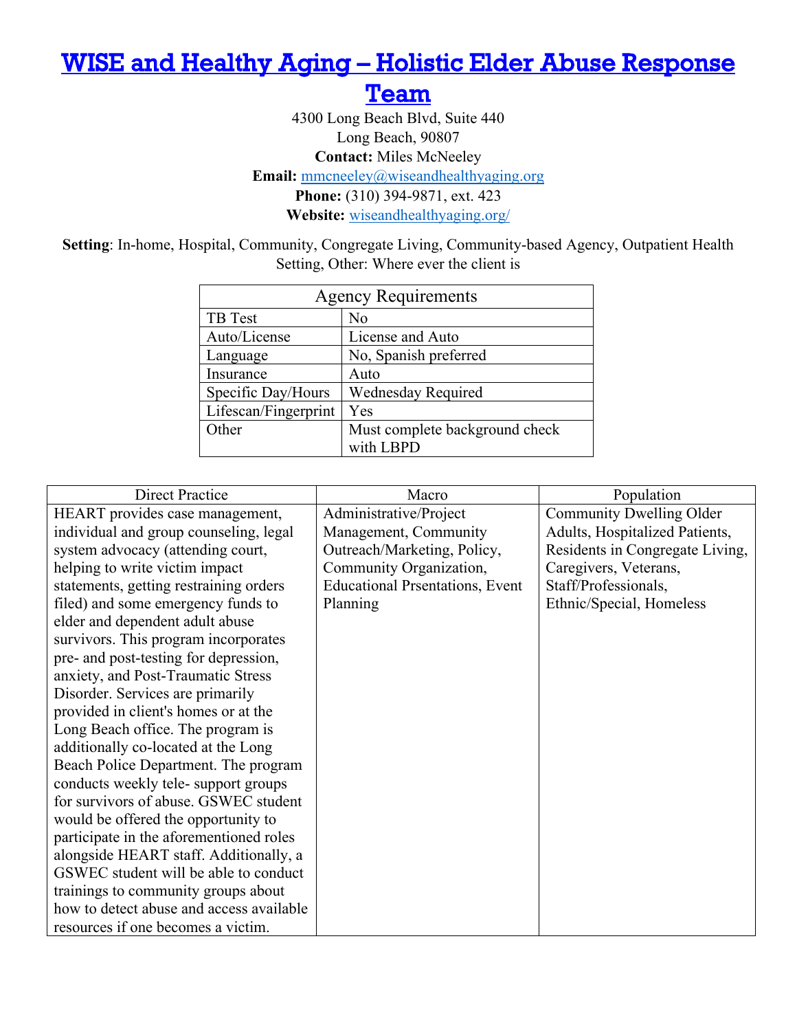# [WISE and Healthy Aging – Holistic Elder Abuse Response Team](wiseandhealthyaging.org/)

4300 Long Beach Blvd, Suite 440
Long Beach, 90807
**Contact:** Miles McNeeley
**Email:** mmcneeley@wiseandhealthyaging.org
**Phone:** (310) 394-9871, ext. 423
**Website:** wiseandhealthyaging.org/

**Setting**: In-home, Hospital, Community, Congregate Living, Community-based Agency, Outpatient Health Setting, Other: Where ever the client is

| Agency Requirements | |
|---|---|
| TB Test | No |
| Auto/License | License and Auto |
| Language | No, Spanish preferred |
| Insurance | Auto |
| Specific Day/Hours | Wednesday Required |
| Lifescan/Fingerprint | Yes |
| Other | Must complete background check with LBPD |

| Direct Practice | Macro | Population |
|---|---|---|
| HEART provides case management, individual and group counseling, legal system advocacy (attending court, helping to write victim impact statements, getting restraining orders filed) and some emergency funds to elder and dependent adult abuse survivors. This program incorporates pre- and post-testing for depression, anxiety, and Post-Traumatic Stress Disorder. Services are primarily provided in client's homes or at the Long Beach office. The program is additionally co-located at the Long Beach Police Department. The program conducts weekly tele- support groups for survivors of abuse. GSWEC student would be offered the opportunity to participate in the aforementioned roles alongside HEART staff. Additionally, a GSWEC student will be able to conduct trainings to community groups about how to detect abuse and access available resources if one becomes a victim. | Administrative/Project Management, Community Outreach/Marketing, Policy, Community Organization, Educational Prsentations, Event Planning | Community Dwelling Older Adults, Hospitalized Patients, Residents in Congregate Living, Caregivers, Veterans, Staff/Professionals, Ethnic/Special, Homeless |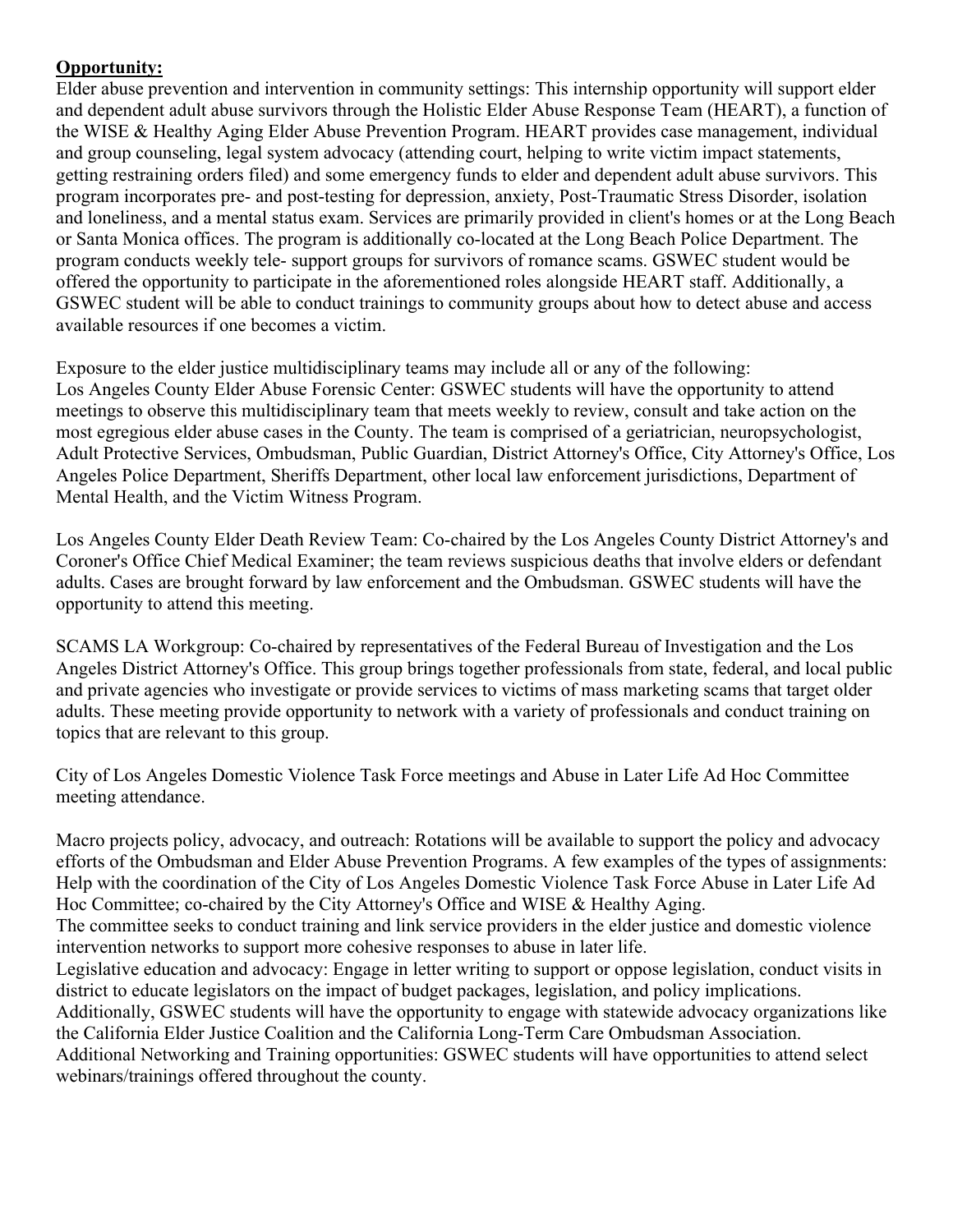**Opportunity:**

Elder abuse prevention and intervention in community settings: This internship opportunity will support elder and dependent adult abuse survivors through the Holistic Elder Abuse Response Team (HEART), a function of the WISE & Healthy Aging Elder Abuse Prevention Program. HEART provides case management, individual and group counseling, legal system advocacy (attending court, helping to write victim impact statements, getting restraining orders filed) and some emergency funds to elder and dependent adult abuse survivors. This program incorporates pre- and post-testing for depression, anxiety, Post-Traumatic Stress Disorder, isolation and loneliness, and a mental status exam. Services are primarily provided in client's homes or at the Long Beach or Santa Monica offices. The program is additionally co-located at the Long Beach Police Department. The program conducts weekly tele- support groups for survivors of romance scams. GSWEC student would be offered the opportunity to participate in the aforementioned roles alongside HEART staff. Additionally, a GSWEC student will be able to conduct trainings to community groups about how to detect abuse and access available resources if one becomes a victim.

Exposure to the elder justice multidisciplinary teams may include all or any of the following:
Los Angeles County Elder Abuse Forensic Center: GSWEC students will have the opportunity to attend meetings to observe this multidisciplinary team that meets weekly to review, consult and take action on the most egregious elder abuse cases in the County. The team is comprised of a geriatrician, neuropsychologist, Adult Protective Services, Ombudsman, Public Guardian, District Attorney's Office, City Attorney's Office, Los Angeles Police Department, Sheriffs Department, other local law enforcement jurisdictions, Department of Mental Health, and the Victim Witness Program.

Los Angeles County Elder Death Review Team: Co-chaired by the Los Angeles County District Attorney's and Coroner's Office Chief Medical Examiner; the team reviews suspicious deaths that involve elders or defendant adults. Cases are brought forward by law enforcement and the Ombudsman. GSWEC students will have the opportunity to attend this meeting.

SCAMS LA Workgroup: Co-chaired by representatives of the Federal Bureau of Investigation and the Los Angeles District Attorney's Office. This group brings together professionals from state, federal, and local public and private agencies who investigate or provide services to victims of mass marketing scams that target older adults. These meeting provide opportunity to network with a variety of professionals and conduct training on topics that are relevant to this group.

City of Los Angeles Domestic Violence Task Force meetings and Abuse in Later Life Ad Hoc Committee meeting attendance.

Macro projects policy, advocacy, and outreach: Rotations will be available to support the policy and advocacy efforts of the Ombudsman and Elder Abuse Prevention Programs. A few examples of the types of assignments: Help with the coordination of the City of Los Angeles Domestic Violence Task Force Abuse in Later Life Ad Hoc Committee; co-chaired by the City Attorney's Office and WISE & Healthy Aging.
The committee seeks to conduct training and link service providers in the elder justice and domestic violence intervention networks to support more cohesive responses to abuse in later life.
Legislative education and advocacy: Engage in letter writing to support or oppose legislation, conduct visits in district to educate legislators on the impact of budget packages, legislation, and policy implications.
Additionally, GSWEC students will have the opportunity to engage with statewide advocacy organizations like the California Elder Justice Coalition and the California Long-Term Care Ombudsman Association.
Additional Networking and Training opportunities: GSWEC students will have opportunities to attend select webinars/trainings offered throughout the county.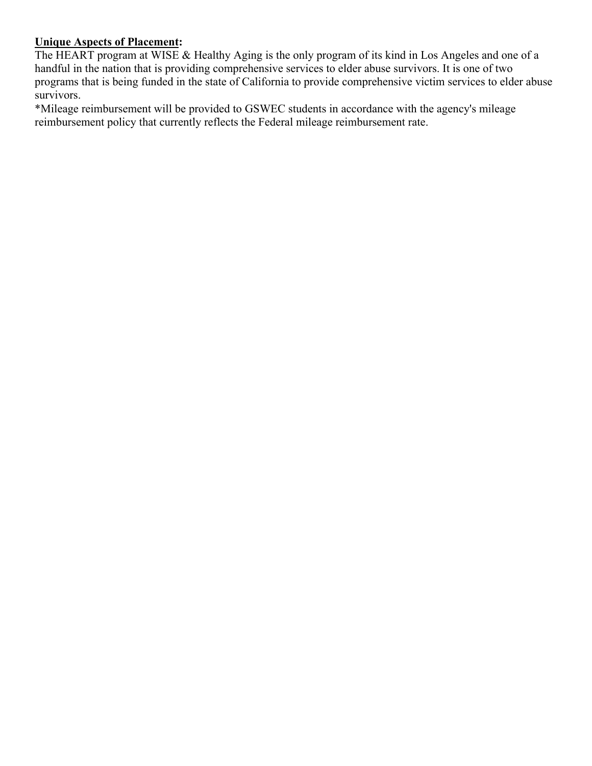**<u>Unique Aspects of Placement</u>:**
The HEART program at WISE & Healthy Aging is the only program of its kind in Los Angeles and one of a handful in the nation that is providing comprehensive services to elder abuse survivors. It is one of two programs that is being funded in the state of California to provide comprehensive victim services to elder abuse survivors.
*Mileage reimbursement will be provided to GSWEC students in accordance with the agency's mileage reimbursement policy that currently reflects the Federal mileage reimbursement rate.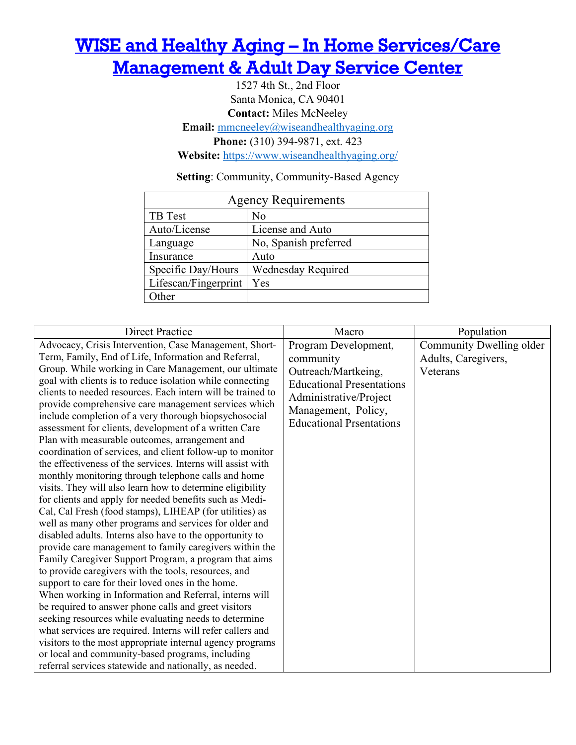# [WISE and Healthy Aging – In Home Services/Care Management & Adult Day Service Center](https://www.wiseandhealthyaging.org/)

1527 4th St., 2nd Floor
Santa Monica, CA 90401
**Contact:** Miles McNeeley
**Email:** [mmcneeley@wiseandhealthyaging.org](mailto:mmcneeley@wiseandhealthyaging.org)
**Phone:** (310) 394-9871, ext. 423
**Website:** [https://www.wiseandhealthyaging.org/](https://www.wiseandhealthyaging.org/)

**Setting**: Community, Community-Based Agency

| Agency Requirements | |
|---|---|
| TB Test | No |
| Auto/License | License and Auto |
| Language | No, Spanish preferred |
| Insurance | Auto |
| Specific Day/Hours | Wednesday Required |
| Lifescan/Fingerprint | Yes |
| Other | |

| Direct Practice | Macro | Population |
|---|---|---|
| Advocacy, Crisis Intervention, Case Management, Short-Term, Family, End of Life, Information and Referral, Group. While working in Care Management, our ultimate goal with clients is to reduce isolation while connecting clients to needed resources. Each intern will be trained to provide comprehensive care management services which include completion of a very thorough biopsychosocial assessment for clients, development of a written Care Plan with measurable outcomes, arrangement and coordination of services, and client follow-up to monitor the effectiveness of the services. Interns will assist with monthly monitoring through telephone calls and home visits. They will also learn how to determine eligibility for clients and apply for needed benefits such as Medi-Cal, Cal Fresh (food stamps), LIHEAP (for utilities) as well as many other programs and services for older and disabled adults. Interns also have to the opportunity to provide care management to family caregivers within the Family Caregiver Support Program, a program that aims to provide caregivers with the tools, resources, and support to care for their loved ones in the home. When working in Information and Referral, interns will be required to answer phone calls and greet visitors seeking resources while evaluating needs to determine what services are required. Interns will refer callers and visitors to the most appropriate internal agency programs or local and community-based programs, including referral services statewide and nationally, as needed. | Program Development, community Outreach/Martkeing, Educational Presentations Administrative/Project Management, Policy, Educational Prsentations | Community Dwelling older Adults, Caregivers, Veterans |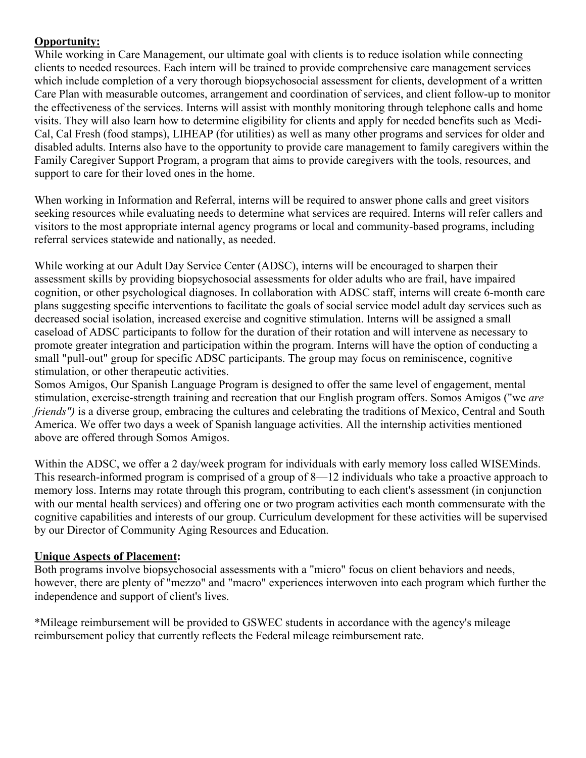**Opportunity:**

While working in Care Management, our ultimate goal with clients is to reduce isolation while connecting clients to needed resources. Each intern will be trained to provide comprehensive care management services which include completion of a very thorough biopsychosocial assessment for clients, development of a written Care Plan with measurable outcomes, arrangement and coordination of services, and client follow-up to monitor the effectiveness of the services. Interns will assist with monthly monitoring through telephone calls and home visits. They will also learn how to determine eligibility for clients and apply for needed benefits such as Medi-Cal, Cal Fresh (food stamps), LIHEAP (for utilities) as well as many other programs and services for older and disabled adults. Interns also have to the opportunity to provide care management to family caregivers within the Family Caregiver Support Program, a program that aims to provide caregivers with the tools, resources, and support to care for their loved ones in the home.

When working in Information and Referral, interns will be required to answer phone calls and greet visitors seeking resources while evaluating needs to determine what services are required. Interns will refer callers and visitors to the most appropriate internal agency programs or local and community-based programs, including referral services statewide and nationally, as needed.

While working at our Adult Day Service Center (ADSC), interns will be encouraged to sharpen their assessment skills by providing biopsychosocial assessments for older adults who are frail, have impaired cognition, or other psychological diagnoses. In collaboration with ADSC staff, interns will create 6-month care plans suggesting specific interventions to facilitate the goals of social service model adult day services such as decreased social isolation, increased exercise and cognitive stimulation. Interns will be assigned a small caseload of ADSC participants to follow for the duration of their rotation and will intervene as necessary to promote greater integration and participation within the program. Interns will have the option of conducting a small "pull-out" group for specific ADSC participants. The group may focus on reminiscence, cognitive stimulation, or other therapeutic activities.
Somos Amigos, Our Spanish Language Program is designed to offer the same level of engagement, mental stimulation, exercise-strength training and recreation that our English program offers. Somos Amigos ("we *are friends")* is a diverse group, embracing the cultures and celebrating the traditions of Mexico, Central and South America. We offer two days a week of Spanish language activities. All the internship activities mentioned above are offered through Somos Amigos.

Within the ADSC, we offer a 2 day/week program for individuals with early memory loss called WISEMinds. This research-informed program is comprised of a group of 8—12 individuals who take a proactive approach to memory loss. Interns may rotate through this program, contributing to each client's assessment (in conjunction with our mental health services) and offering one or two program activities each month commensurate with the cognitive capabilities and interests of our group. Curriculum development for these activities will be supervised by our Director of Community Aging Resources and Education.

**Unique Aspects of Placement:**

Both programs involve biopsychosocial assessments with a "micro" focus on client behaviors and needs, however, there are plenty of "mezzo" and "macro" experiences interwoven into each program which further the independence and support of client's lives.

*Mileage reimbursement will be provided to GSWEC students in accordance with the agency's mileage reimbursement policy that currently reflects the Federal mileage reimbursement rate.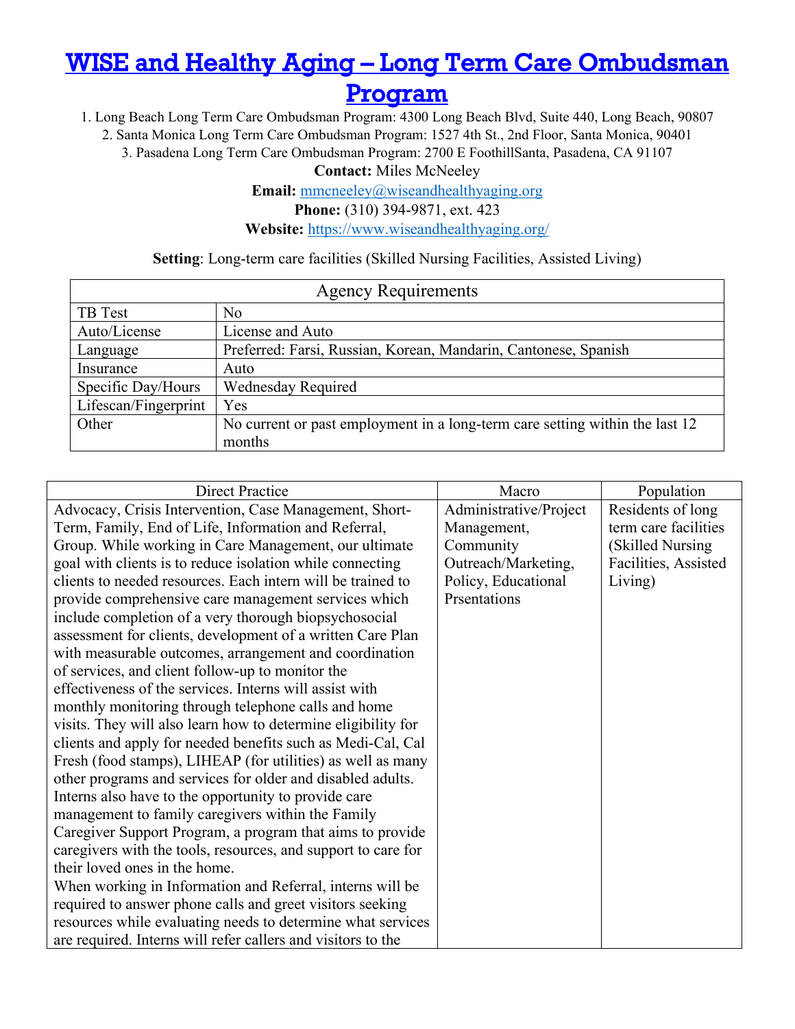# WISE and Healthy Aging – Long Term Care Ombudsman Program

1. Long Beach Long Term Care Ombudsman Program: 4300 Long Beach Blvd, Suite 440, Long Beach, 90807
2. Santa Monica Long Term Care Ombudsman Program: 1527 4th St., 2nd Floor, Santa Monica, 90401
3. Pasadena Long Term Care Ombudsman Program: 2700 E FoothillSanta, Pasadena, CA 91107

**Contact:** Miles McNeeley

**Email:** mmcneeley@wiseandhealthyaging.org

**Phone:** (310) 394-9871, ext. 423

**Website:** https://www.wiseandhealthyaging.org/

**Setting**: Long-term care facilities (Skilled Nursing Facilities, Assisted Living)

| Agency Requirements | |
|---|---|
| TB Test | No |
| Auto/License | License and Auto |
| Language | Preferred: Farsi, Russian, Korean, Mandarin, Cantonese, Spanish |
| Insurance | Auto |
| Specific Day/Hours | Wednesday Required |
| Lifescan/Fingerprint | Yes |
| Other | No current or past employment in a long-term care setting within the last 12 months |

| Direct Practice | Macro | Population |
|---|---|---|
| Advocacy, Crisis Intervention, Case Management, Short-Term, Family, End of Life, Information and Referral, Group. While working in Care Management, our ultimate goal with clients is to reduce isolation while connecting clients to needed resources. Each intern will be trained to provide comprehensive care management services which include completion of a very thorough biopsychosocial assessment for clients, development of a written Care Plan with measurable outcomes, arrangement and coordination of services, and client follow-up to monitor the effectiveness of the services. Interns will assist with monthly monitoring through telephone calls and home visits. They will also learn how to determine eligibility for clients and apply for needed benefits such as Medi-Cal, Cal Fresh (food stamps), LIHEAP (for utilities) as well as many other programs and services for older and disabled adults. Interns also have to the opportunity to provide care management to family caregivers within the Family Caregiver Support Program, a program that aims to provide caregivers with the tools, resources, and support to care for their loved ones in the home. When working in Information and Referral, interns will be required to answer phone calls and greet visitors seeking resources while evaluating needs to determine what services are required. Interns will refer callers and visitors to the | Administrative/Project Management, Community Outreach/Marketing, Policy, Educational Prsentations | Residents of long term care facilities (Skilled Nursing Facilities, Assisted Living) |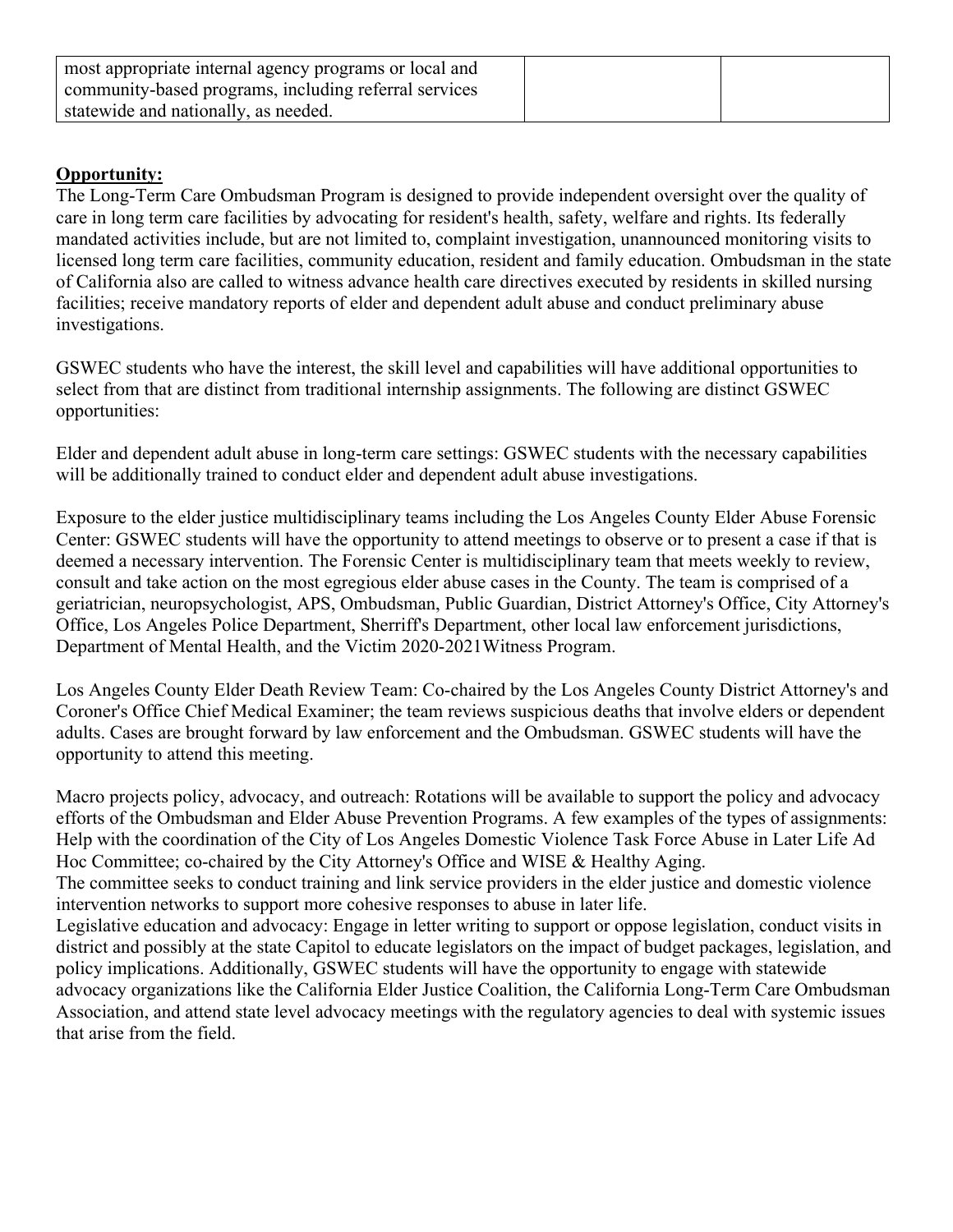| most appropriate internal agency programs or local and community-based programs, including referral services statewide and nationally, as needed. | | |
|---|---|---|

**Opportunity:**

The Long-Term Care Ombudsman Program is designed to provide independent oversight over the quality of care in long term care facilities by advocating for resident's health, safety, welfare and rights. Its federally mandated activities include, but are not limited to, complaint investigation, unannounced monitoring visits to licensed long term care facilities, community education, resident and family education. Ombudsman in the state of California also are called to witness advance health care directives executed by residents in skilled nursing facilities; receive mandatory reports of elder and dependent adult abuse and conduct preliminary abuse investigations.

GSWEC students who have the interest, the skill level and capabilities will have additional opportunities to select from that are distinct from traditional internship assignments. The following are distinct GSWEC opportunities:

Elder and dependent adult abuse in long-term care settings: GSWEC students with the necessary capabilities will be additionally trained to conduct elder and dependent adult abuse investigations.

Exposure to the elder justice multidisciplinary teams including the Los Angeles County Elder Abuse Forensic Center: GSWEC students will have the opportunity to attend meetings to observe or to present a case if that is deemed a necessary intervention. The Forensic Center is multidisciplinary team that meets weekly to review, consult and take action on the most egregious elder abuse cases in the County. The team is comprised of a geriatrician, neuropsychologist, APS, Ombudsman, Public Guardian, District Attorney's Office, City Attorney's Office, Los Angeles Police Department, Sherriff's Department, other local law enforcement jurisdictions, Department of Mental Health, and the Victim 2020-2021Witness Program.

Los Angeles County Elder Death Review Team: Co-chaired by the Los Angeles County District Attorney's and Coroner's Office Chief Medical Examiner; the team reviews suspicious deaths that involve elders or dependent adults. Cases are brought forward by law enforcement and the Ombudsman. GSWEC students will have the opportunity to attend this meeting.

Macro projects policy, advocacy, and outreach: Rotations will be available to support the policy and advocacy efforts of the Ombudsman and Elder Abuse Prevention Programs. A few examples of the types of assignments: Help with the coordination of the City of Los Angeles Domestic Violence Task Force Abuse in Later Life Ad Hoc Committee; co-chaired by the City Attorney's Office and WISE & Healthy Aging.
The committee seeks to conduct training and link service providers in the elder justice and domestic violence intervention networks to support more cohesive responses to abuse in later life.
Legislative education and advocacy: Engage in letter writing to support or oppose legislation, conduct visits in district and possibly at the state Capitol to educate legislators on the impact of budget packages, legislation, and policy implications. Additionally, GSWEC students will have the opportunity to engage with statewide advocacy organizations like the California Elder Justice Coalition, the California Long-Term Care Ombudsman Association, and attend state level advocacy meetings with the regulatory agencies to deal with systemic issues that arise from the field.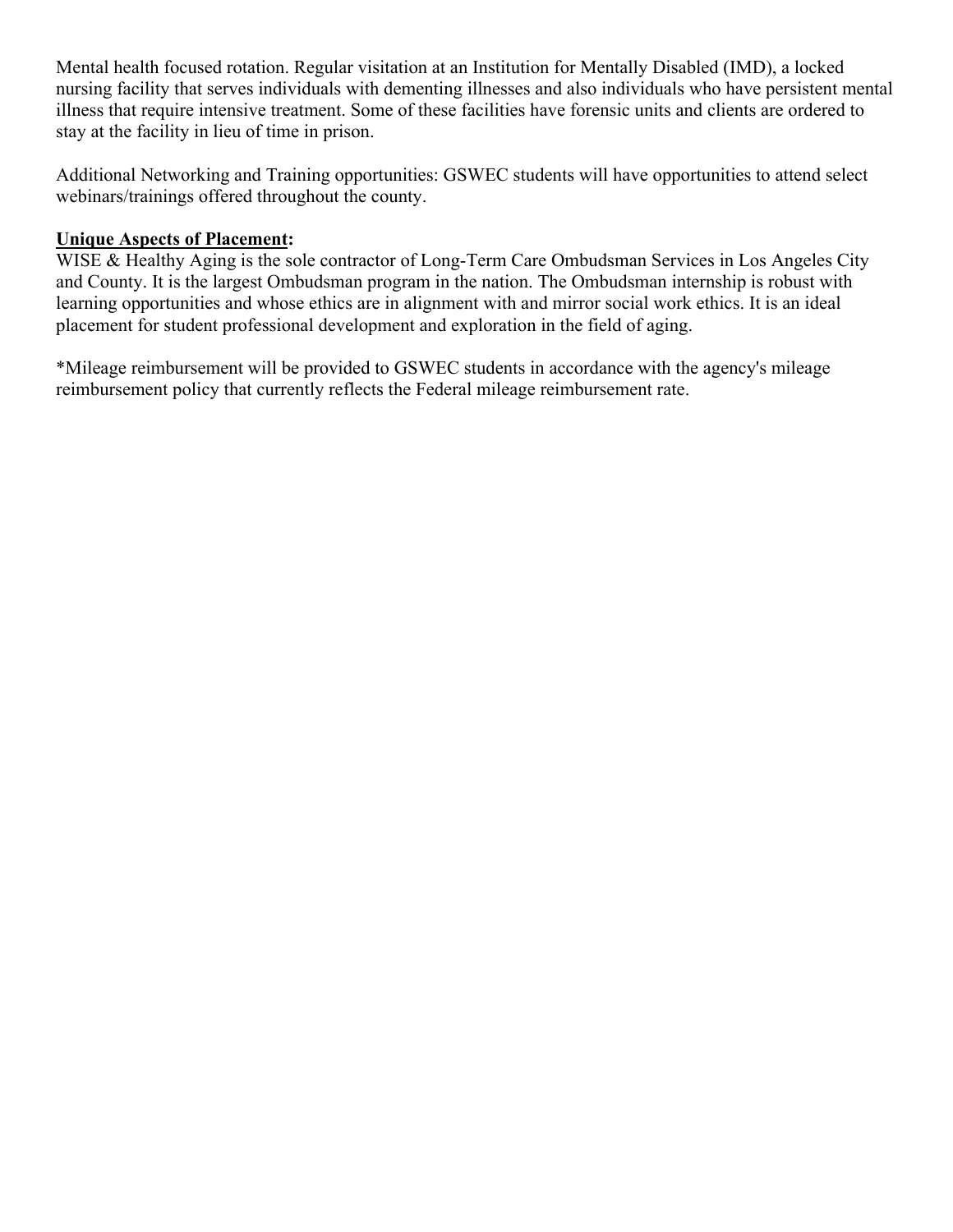Mental health focused rotation. Regular visitation at an Institution for Mentally Disabled (IMD), a locked nursing facility that serves individuals with dementing illnesses and also individuals who have persistent mental illness that require intensive treatment. Some of these facilities have forensic units and clients are ordered to stay at the facility in lieu of time in prison.

Additional Networking and Training opportunities: GSWEC students will have opportunities to attend select webinars/trainings offered throughout the county.

**Unique Aspects of Placement:**

WISE & Healthy Aging is the sole contractor of Long-Term Care Ombudsman Services in Los Angeles City and County. It is the largest Ombudsman program in the nation. The Ombudsman internship is robust with learning opportunities and whose ethics are in alignment with and mirror social work ethics. It is an ideal placement for student professional development and exploration in the field of aging.

*Mileage reimbursement will be provided to GSWEC students in accordance with the agency's mileage reimbursement policy that currently reflects the Federal mileage reimbursement rate.